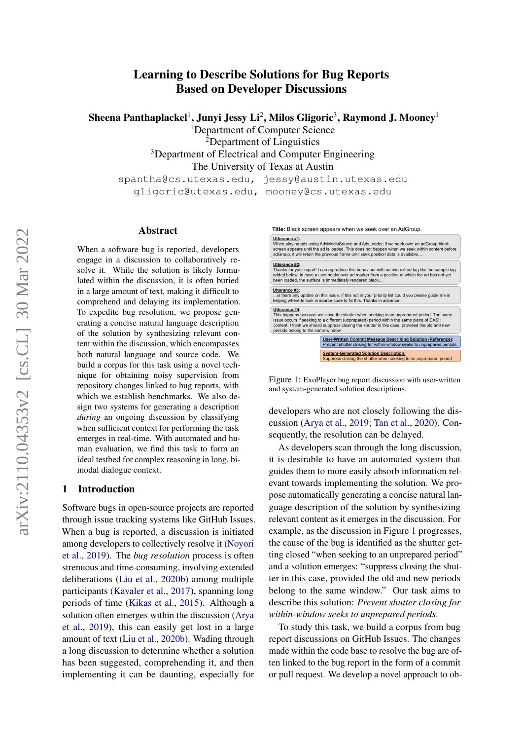# Learning to Describe Solutions for Bug Reports Based on Developer Discussions

**Sheena Panthaplackel**[1], **Junyi Jessy Li**[2], **Milos Gligoric**[3], **Raymond J. Mooney**[1]

[1]Department of Computer Science
[2]Department of Linguistics
[3]Department of Electrical and Computer Engineering
The University of Texas at Austin

`spantha@cs.utexas.edu, jessy@austin.utexas.edu`
`gligoric@utexas.edu, mooney@cs.utexas.edu`

## Abstract

When a software bug is reported, developers engage in a discussion to collaboratively resolve it. While the solution is likely formulated within the discussion, it is often buried in a large amount of text, making it difficult to comprehend and delaying its implementation. To expedite bug resolution, we propose generating a concise natural language description of the solution by synthesizing relevant content within the discussion, which encompasses both natural language and source code. We build a corpus for this task using a novel technique for obtaining noisy supervision from repository changes linked to bug reports, with which we establish benchmarks. We also design two systems for generating a description *during* an ongoing discussion by classifying when sufficient context for performing the task emerges in real-time. With automated and human evaluation, we find this task to form an ideal testbed for complex reasoning in long, bimodal dialogue context.

## 1 Introduction

Software bugs in open-source projects are reported through issue tracking systems like GitHub Issues. When a bug is reported, a discussion is initiated among developers to collectively resolve it (Noyori et al., 2019). The *bug resolution* process is often strenuous and time-consuming, involving extended deliberations (Liu et al., 2020b) among multiple participants (Kavaler et al., 2017), spanning long periods of time (Kikas et al., 2015). Although a solution often emerges within the discussion (Arya et al., 2019), this can easily get lost in a large amount of text (Liu et al., 2020b). Wading through a long discussion to determine whether a solution has been suggested, comprehending it, and then implementing it can be daunting, especially for developers who are not closely following the discussion (Arya et al., 2019; Tan et al., 2020). Consequently, the resolution can be delayed.

**Title:** Black screen appears when we seek over an AdGroup.

**Utterance #1:**
When playing ads using AdsMediaSource and AdsLoader, if we seek over an adGroup black screen appears until the ad is loaded. This does not happen when we seek within content before adGroup, it will retain the previous frame until seek position data is available....

**Utterance #2:**
Thanks for your report! I can reproduce this behaviour with an mid roll ad tag like the sample tag added below. In case a user seeks over ad marker from a position at which the ad has not yet been loaded, the surface is immediately rendered black...

**Utterance #3:**
...is there any update on this issue. If this not in your priority list could you please guide me in helping where to look in source code to fix this. Thanks in advance.

**Utterance #4:**
This happens because we close the shutter when seeking to an unprepared period. The same issue occurs if seeking to a different (unprepared) period within the same piece of DASH content. I think we should suppress closing the shutter in this case, provided the old and new periods belong to the same window.

**User-Written Commit Message Describing Solution (Reference):**
Prevent shutter closing for within-window seeks to unprepared periods

**System-Generated Solution Description:**
Suppress closing the shutter when seeking to an unprepared period

Figure 1: ExoPlayer bug report discussion with user-written and system-generated solution descriptions.

As developers scan through the long discussion, it is desirable to have an automated system that guides them to more easily absorb information relevant towards implementing the solution. We propose automatically generating a concise natural language description of the solution by synthesizing relevant content as it emerges in the discussion. For example, as the discussion in Figure 1 progresses, the cause of the bug is identified as the shutter getting closed "when seeking to an unprepared period" and a solution emerges: "suppress closing the shutter in this case, provided the old and new periods belong to the same window." Our task aims to describe this solution: *Prevent shutter closing for within-window seeks to unprepared periods*.

To study this task, we build a corpus from bug report discussions on GitHub Issues. The changes made within the code base to resolve the bug are often linked to the bug report in the form of a commit or pull request. We develop a novel approach to ob-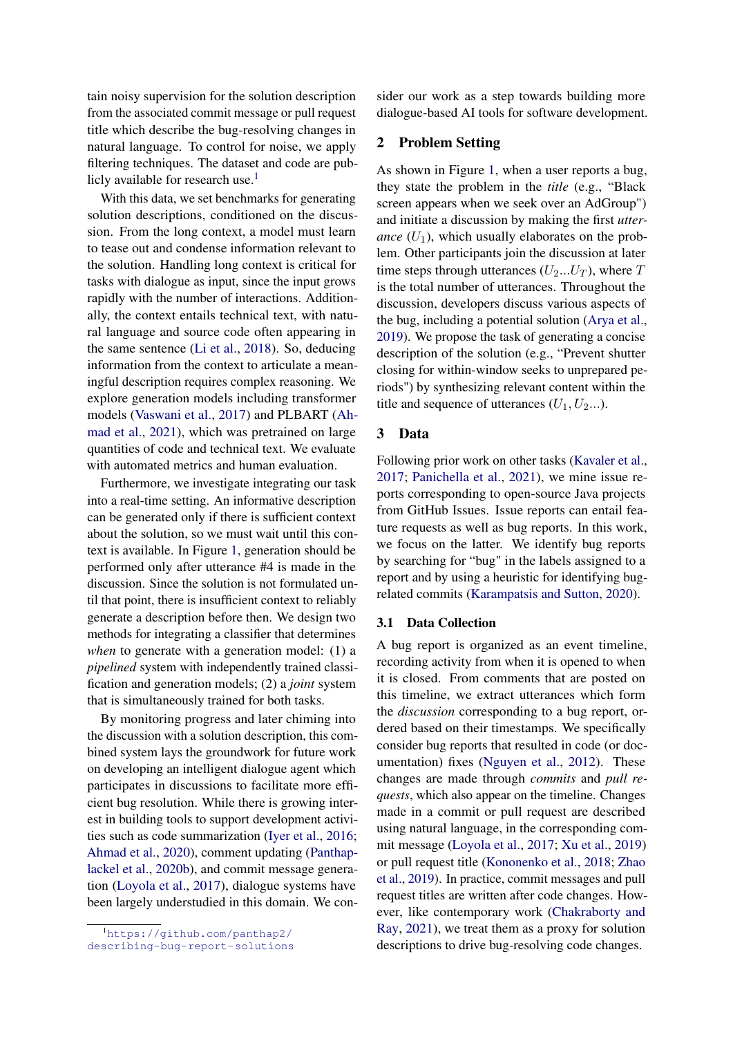tain noisy supervision for the solution description from the associated commit message or pull request title which describe the bug-resolving changes in natural language. To control for noise, we apply filtering techniques. The dataset and code are publicly available for research use.[1]

With this data, we set benchmarks for generating solution descriptions, conditioned on the discussion. From the long context, a model must learn to tease out and condense information relevant to the solution. Handling long context is critical for tasks with dialogue as input, since the input grows rapidly with the number of interactions. Additionally, the context entails technical text, with natural language and source code often appearing in the same sentence (Li et al., 2018). So, deducing information from the context to articulate a meaningful description requires complex reasoning. We explore generation models including transformer models (Vaswani et al., 2017) and PLBART (Ahmad et al., 2021), which was pretrained on large quantities of code and technical text. We evaluate with automated metrics and human evaluation.

Furthermore, we investigate integrating our task into a real-time setting. An informative description can be generated only if there is sufficient context about the solution, so we must wait until this context is available. In Figure 1, generation should be performed only after utterance #4 is made in the discussion. Since the solution is not formulated until that point, there is insufficient context to reliably generate a description before then. We design two methods for integrating a classifier that determines *when* to generate with a generation model: (1) a *pipelined* system with independently trained classification and generation models; (2) a *joint* system that is simultaneously trained for both tasks.

By monitoring progress and later chiming into the discussion with a solution description, this combined system lays the groundwork for future work on developing an intelligent dialogue agent which participates in discussions to facilitate more efficient bug resolution. While there is growing interest in building tools to support development activities such as code summarization (Iyer et al., 2016; Ahmad et al., 2020), comment updating (Panthaplackel et al., 2020b), and commit message generation (Loyola et al., 2017), dialogue systems have been largely understudied in this domain. We consider our work as a step towards building more dialogue-based AI tools for software development.

[1] https://github.com/panthap2/describing-bug-report-solutions

## 2 Problem Setting

As shown in Figure 1, when a user reports a bug, they state the problem in the *title* (e.g., "Black screen appears when we seek over an AdGroup") and initiate a discussion by making the first *utterance* ($U_1$), which usually elaborates on the problem. Other participants join the discussion at later time steps through utterances ($U_2 ... U_T$), where $T$ is the total number of utterances. Throughout the discussion, developers discuss various aspects of the bug, including a potential solution (Arya et al., 2019). We propose the task of generating a concise description of the solution (e.g., "Prevent shutter closing for within-window seeks to unprepared periods") by synthesizing relevant content within the title and sequence of utterances ($U_1, U_2 ...$).

## 3 Data

Following prior work on other tasks (Kavaler et al., 2017; Panichella et al., 2021), we mine issue reports corresponding to open-source Java projects from GitHub Issues. Issue reports can entail feature requests as well as bug reports. In this work, we focus on the latter. We identify bug reports by searching for "bug" in the labels assigned to a report and by using a heuristic for identifying bug-related commits (Karampatsis and Sutton, 2020).

### 3.1 Data Collection

A bug report is organized as an event timeline, recording activity from when it is opened to when it is closed. From comments that are posted on this timeline, we extract utterances which form the *discussion* corresponding to a bug report, ordered based on their timestamps. We specifically consider bug reports that resulted in code (or documentation) fixes (Nguyen et al., 2012). These changes are made through *commits* and *pull requests*, which also appear on the timeline. Changes made in a commit or pull request are described using natural language, in the corresponding commit message (Loyola et al., 2017; Xu et al., 2019) or pull request title (Kononenko et al., 2018; Zhao et al., 2019). In practice, commit messages and pull request titles are written after code changes. However, like contemporary work (Chakraborty and Ray, 2021), we treat them as a proxy for solution descriptions to drive bug-resolving code changes.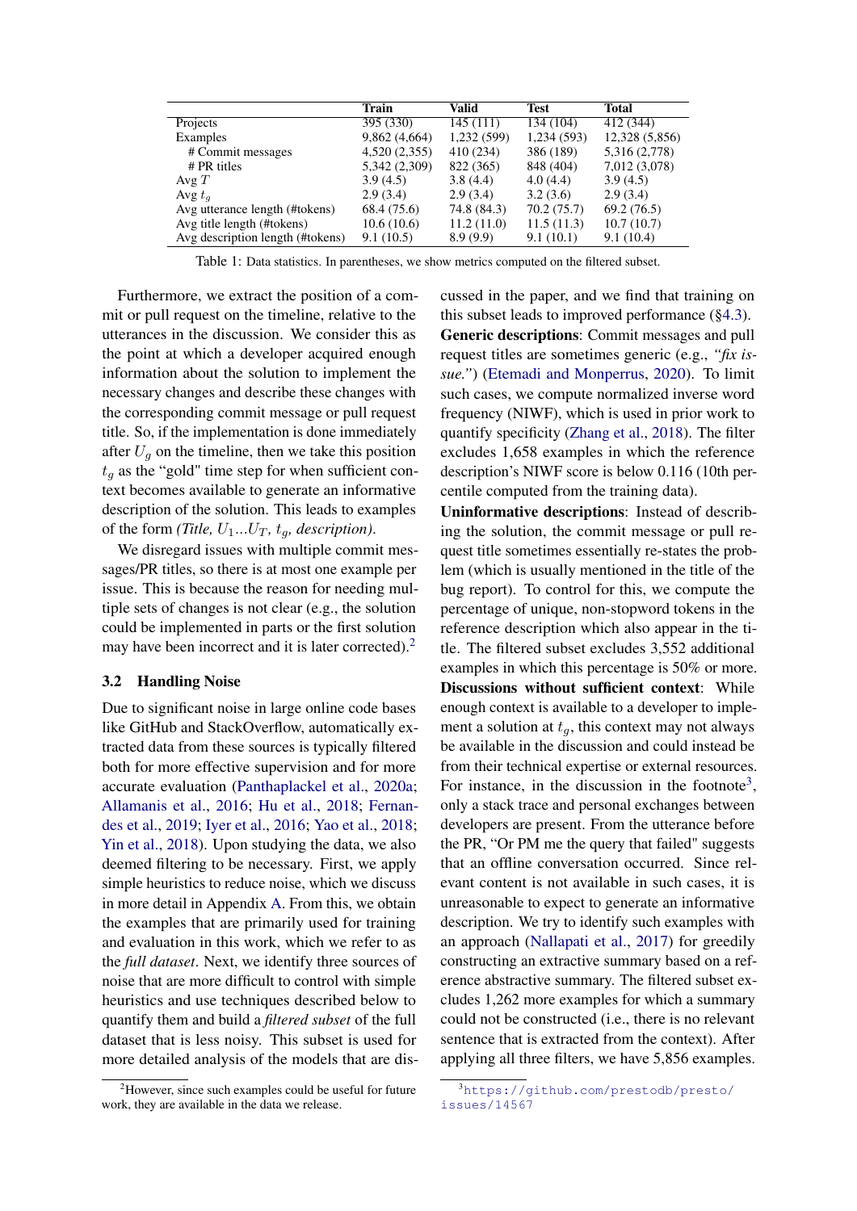|  | Train | Valid | Test | Total |
|---|---|---|---|---|
| Projects | 395 (330) | 145 (111) | 134 (104) | 412 (344) |
| Examples | 9,862 (4,664) | 1,232 (599) | 1,234 (593) | 12,328 (5,856) |
| # Commit messages | 4,520 (2,355) | 410 (234) | 386 (189) | 5,316 (2,778) |
| # PR titles | 5,342 (2,309) | 822 (365) | 848 (404) | 7,012 (3,078) |
| Avg $T$ | 3.9 (4.5) | 3.8 (4.4) | 4.0 (4.4) | 3.9 (4.5) |
| Avg $t_g$ | 2.9 (3.4) | 2.9 (3.4) | 3.2 (3.6) | 2.9 (3.4) |
| Avg utterance length (#tokens) | 68.4 (75.6) | 74.8 (84.3) | 70.2 (75.7) | 69.2 (76.5) |
| Avg title length (#tokens) | 10.6 (10.6) | 11.2 (11.0) | 11.5 (11.3) | 10.7 (10.7) |
| Avg description length (#tokens) | 9.1 (10.5) | 8.9 (9.9) | 9.1 (10.1) | 9.1 (10.4) |

Table 1: Data statistics. In parentheses, we show metrics computed on the filtered subset.

Furthermore, we extract the position of a commit or pull request on the timeline, relative to the utterances in the discussion. We consider this as the point at which a developer acquired enough information about the solution to implement the necessary changes and describe these changes with the corresponding commit message or pull request title. So, if the implementation is done immediately after $U_g$ on the timeline, then we take this position $t_g$ as the "gold" time step for when sufficient context becomes available to generate an informative description of the solution. This leads to examples of the form *(Title, $U_1 ... U_T$, $t_g$, description)*.

We disregard issues with multiple commit messages/PR titles, so there is at most one example per issue. This is because the reason for needing multiple sets of changes is not clear (e.g., the solution could be implemented in parts or the first solution may have been incorrect and it is later corrected).[2]

## 3.2 Handling Noise

Due to significant noise in large online code bases like GitHub and StackOverflow, automatically extracted data from these sources is typically filtered both for more effective supervision and for more accurate evaluation (Panthaplackel et al., 2020a; Allamanis et al., 2016; Hu et al., 2018; Fernandes et al., 2019; Iyer et al., 2016; Yao et al., 2018; Yin et al., 2018). Upon studying the data, we also deemed filtering to be necessary. First, we apply simple heuristics to reduce noise, which we discuss in more detail in Appendix A. From this, we obtain the examples that are primarily used for training and evaluation in this work, which we refer to as the *full dataset*. Next, we identify three sources of noise that are more difficult to control with simple heuristics and use techniques described below to quantify them and build a *filtered subset* of the full dataset that is less noisy. This subset is used for more detailed analysis of the models that are discussed in the paper, and we find that training on this subset leads to improved performance (§4.3).

**Generic descriptions**: Commit messages and pull request titles are sometimes generic (e.g., *"fix issue."*) (Etemadi and Monperrus, 2020). To limit such cases, we compute normalized inverse word frequency (NIWF), which is used in prior work to quantify specificity (Zhang et al., 2018). The filter excludes 1,658 examples in which the reference description's NIWF score is below 0.116 (10th percentile computed from the training data).

**Uninformative descriptions**: Instead of describing the solution, the commit message or pull request title sometimes essentially re-states the problem (which is usually mentioned in the title of the bug report). To control for this, we compute the percentage of unique, non-stopword tokens in the reference description which also appear in the title. The filtered subset excludes 3,552 additional examples in which this percentage is 50% or more.

**Discussions without sufficient context**: While enough context is available to a developer to implement a solution at $t_g$, this context may not always be available in the discussion and could instead be from their technical expertise or external resources. For instance, in the discussion in the footnote[3], only a stack trace and personal exchanges between developers are present. From the utterance before the PR, "Or PM me the query that failed" suggests that an offline conversation occurred. Since relevant content is not available in such cases, it is unreasonable to expect to generate an informative description. We try to identify such examples with an approach (Nallapati et al., 2017) for greedily constructing an extractive summary based on a reference abstractive summary. The filtered subset excludes 1,262 more examples for which a summary could not be constructed (i.e., there is no relevant sentence that is extracted from the context). After applying all three filters, we have 5,856 examples.

[2] However, since such examples could be useful for future work, they are available in the data we release.

[3] https://github.com/prestodb/presto/issues/14567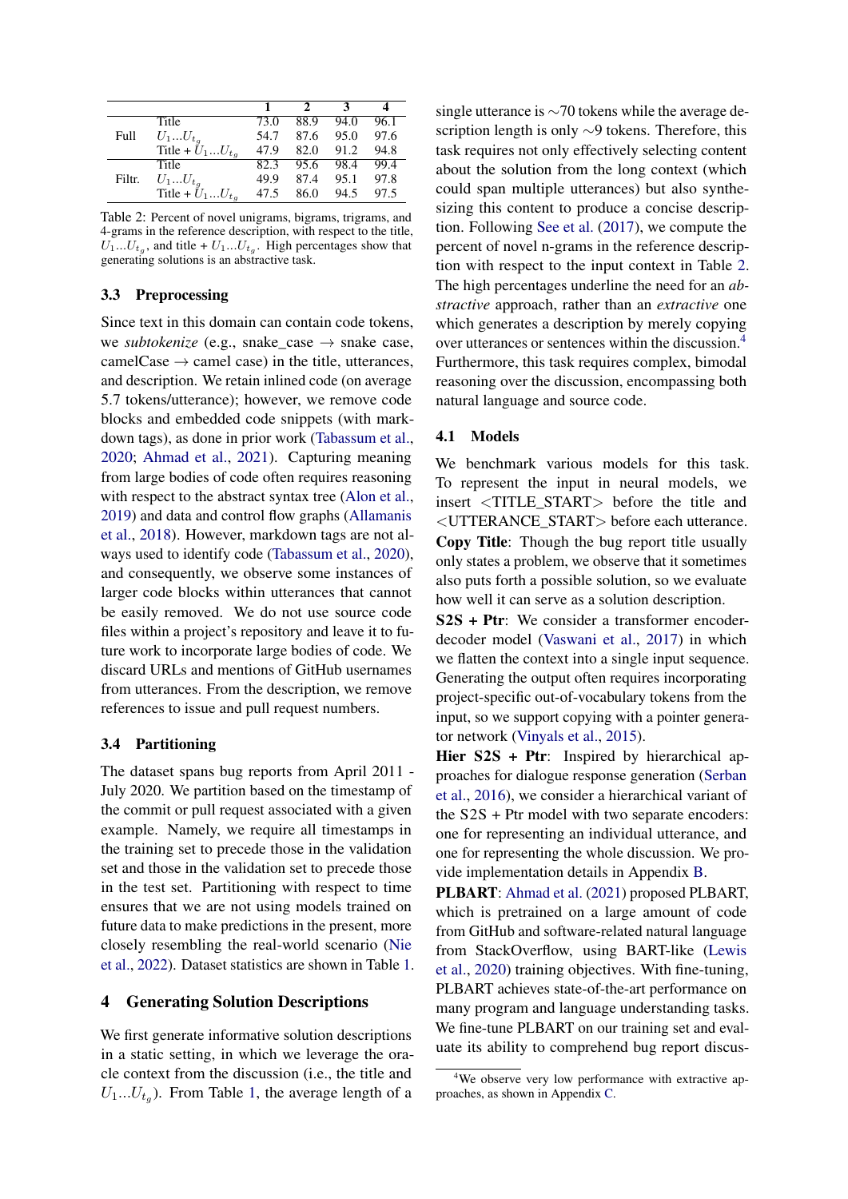| | | 1 | 2 | 3 | 4 |
|---|---|---|---|---|---|
| Full | Title | 73.0 | 88.9 | 94.0 | 96.1 |
| | $U_1...U_{t_g}$ | 54.7 | 87.6 | 95.0 | 97.6 |
| | Title + $U_1...U_{t_g}$ | 47.9 | 82.0 | 91.2 | 94.8 |
| Filtr. | Title | 82.3 | 95.6 | 98.4 | 99.4 |
| | $U_1...U_{t_g}$ | 49.9 | 87.4 | 95.1 | 97.8 |
| | Title + $U_1...U_{t_g}$ | 47.5 | 86.0 | 94.5 | 97.5 |

Table 2: Percent of novel unigrams, bigrams, trigrams, and 4-grams in the reference description, with respect to the title, $U_1...U_{t_g}$, and title + $U_1...U_{t_g}$. High percentages show that generating solutions is an abstractive task.

### 3.3 Preprocessing

Since text in this domain can contain code tokens, we *subtokenize* (e.g., snake_case → snake case, camelCase → camel case) in the title, utterances, and description. We retain inlined code (on average 5.7 tokens/utterance); however, we remove code blocks and embedded code snippets (with markdown tags), as done in prior work (Tabassum et al., 2020; Ahmad et al., 2021). Capturing meaning from large bodies of code often requires reasoning with respect to the abstract syntax tree (Alon et al., 2019) and data and control flow graphs (Allamanis et al., 2018). However, markdown tags are not always used to identify code (Tabassum et al., 2020), and consequently, we observe some instances of larger code blocks within utterances that cannot be easily removed. We do not use source code files within a project's repository and leave it to future work to incorporate large bodies of code. We discard URLs and mentions of GitHub usernames from utterances. From the description, we remove references to issue and pull request numbers.

### 3.4 Partitioning

The dataset spans bug reports from April 2011 - July 2020. We partition based on the timestamp of the commit or pull request associated with a given example. Namely, we require all timestamps in the training set to precede those in the validation set and those in the validation set to precede those in the test set. Partitioning with respect to time ensures that we are not using models trained on future data to make predictions in the present, more closely resembling the real-world scenario (Nie et al., 2022). Dataset statistics are shown in Table 1.

## 4 Generating Solution Descriptions

We first generate informative solution descriptions in a static setting, in which we leverage the oracle context from the discussion (i.e., the title and $U_1...U_{t_g}$). From Table 1, the average length of a single utterance is ∼70 tokens while the average description length is only ∼9 tokens. Therefore, this task requires not only effectively selecting content about the solution from the long context (which could span multiple utterances) but also synthesizing this content to produce a concise description. Following See et al. (2017), we compute the percent of novel n-grams in the reference description with respect to the input context in Table 2. The high percentages underline the need for an *abstractive* approach, rather than an *extractive* one which generates a description by merely copying over utterances or sentences within the discussion.[4] Furthermore, this task requires complex, bimodal reasoning over the discussion, encompassing both natural language and source code.

### 4.1 Models

We benchmark various models for this task. To represent the input in neural models, we insert <TITLE_START> before the title and <UTTERANCE_START> before each utterance.

**Copy Title**: Though the bug report title usually only states a problem, we observe that it sometimes also puts forth a possible solution, so we evaluate how well it can serve as a solution description.

**S2S + Ptr**: We consider a transformer encoder-decoder model (Vaswani et al., 2017) in which we flatten the context into a single input sequence. Generating the output often requires incorporating project-specific out-of-vocabulary tokens from the input, so we support copying with a pointer generator network (Vinyals et al., 2015).

**Hier S2S + Ptr**: Inspired by hierarchical approaches for dialogue response generation (Serban et al., 2016), we consider a hierarchical variant of the S2S + Ptr model with two separate encoders: one for representing an individual utterance, and one for representing the whole discussion. We provide implementation details in Appendix B.

**PLBART**: Ahmad et al. (2021) proposed PLBART, which is pretrained on a large amount of code from GitHub and software-related natural language from StackOverflow, using BART-like (Lewis et al., 2020) training objectives. With fine-tuning, PLBART achieves state-of-the-art performance on many program and language understanding tasks. We fine-tune PLBART on our training set and evaluate its ability to comprehend bug report discus-

[4] We observe very low performance with extractive approaches, as shown in Appendix C.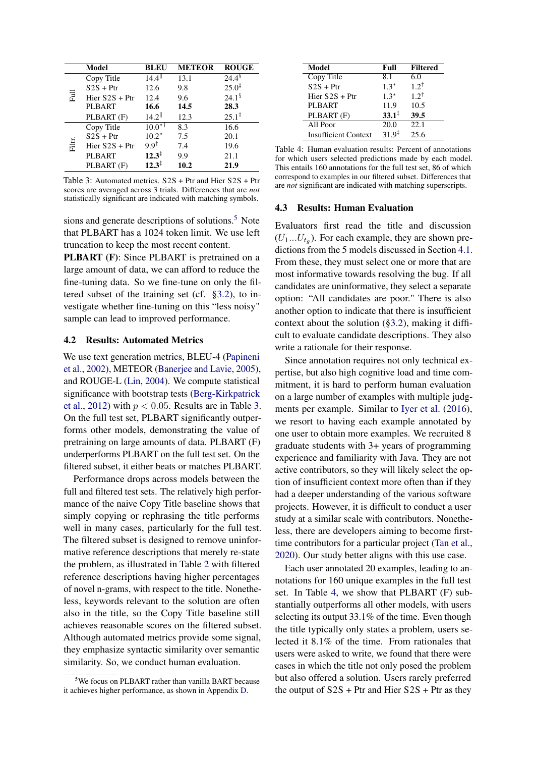| | Model | BLEU | METEOR | ROUGE |
|---|---|---|---|---|
| Full | Copy Title | 14.4$^{\|\|}$ | 13.1 | 24.4$^{\S}$ |
| | S2S + Ptr | 12.6 | 9.8 | 25.0$^{\ddagger}$ |
| | Hier S2S + Ptr | 12.4 | 9.6 | 24.1$^{\S}$ |
| | PLBART | **16.6** | **14.5** | **28.3** |
| | PLBART (F) | 14.2$^{\|\|}$ | 12.3 | 25.1$^{\ddagger}$ |
| Filtr. | Copy Title | 10.0$^{*\dagger}$ | 8.3 | 16.6 |
| | S2S + Ptr | 10.2$^{*}$ | 7.5 | 20.1 |
| | Hier S2S + Ptr | 9.9$^{\dagger}$ | 7.4 | 19.6 |
| | PLBART | **12.3**$^{\ddagger}$ | 9.9 | 21.1 |
| | PLBART (F) | **12.3**$^{\ddagger}$ | **10.2** | **21.9** |

Table 3: Automated metrics. S2S + Ptr and Hier S2S + Ptr scores are averaged across 3 trials. Differences that are *not* statistically significant are indicated with matching symbols.

sions and generate descriptions of solutions.[5] Note that PLBART has a 1024 token limit. We use left truncation to keep the most recent content.

**PLBART (F)**: Since PLBART is pretrained on a large amount of data, we can afford to reduce the fine-tuning data. So we fine-tune on only the filtered subset of the training set (cf. §3.2), to investigate whether fine-tuning on this "less noisy" sample can lead to improved performance.

## 4.2 Results: Automated Metrics

We use text generation metrics, BLEU-4 (Papineni et al., 2002), METEOR (Banerjee and Lavie, 2005), and ROUGE-L (Lin, 2004). We compute statistical significance with bootstrap tests (Berg-Kirkpatrick et al., 2012) with $p < 0.05$. Results are in Table 3. On the full test set, PLBART significantly outperforms other models, demonstrating the value of pretraining on large amounts of data. PLBART (F) underperforms PLBART on the full test set. On the filtered subset, it either beats or matches PLBART.

Performance drops across models between the full and filtered test sets. The relatively high performance of the naive Copy Title baseline shows that simply copying or rephrasing the title performs well in many cases, particularly for the full test. The filtered subset is designed to remove uninformative reference descriptions that merely re-state the problem, as illustrated in Table 2 with filtered reference descriptions having higher percentages of novel n-grams, with respect to the title. Nonetheless, keywords relevant to the solution are often also in the title, so the Copy Title baseline still achieves reasonable scores on the filtered subset. Although automated metrics provide some signal, they emphasize syntactic similarity over semantic similarity. So, we conduct human evaluation.

[5] We focus on PLBART rather than vanilla BART because it achieves higher performance, as shown in Appendix D.

| Model | Full | Filtered |
|---|---|---|
| Copy Title | 8.1 | 6.0 |
| S2S + Ptr | 1.3$^{*}$ | 1.2$^{\dagger}$ |
| Hier S2S + Ptr | 1.3$^{*}$ | 1.2$^{\dagger}$ |
| PLBART | 11.9 | 10.5 |
| PLBART (F) | **33.1**$^{\ddagger}$ | **39.5** |
| All Poor | 20.0 | 22.1 |
| Insufficient Context | 31.9$^{\ddagger}$ | 25.6 |

Table 4: Human evaluation results: Percent of annotations for which users selected predictions made by each model. This entails 160 annotations for the full test set, 86 of which correspond to examples in our filtered subset. Differences that are *not* significant are indicated with matching superscripts.

## 4.3 Results: Human Evaluation

Evaluators first read the title and discussion ($U_1 ... U_{t_g}$). For each example, they are shown predictions from the 5 models discussed in Section 4.1. From these, they must select one or more that are most informative towards resolving the bug. If all candidates are uninformative, they select a separate option: "All candidates are poor." There is also another option to indicate that there is insufficient context about the solution (§3.2), making it difficult to evaluate candidate descriptions. They also write a rationale for their response.

Since annotation requires not only technical expertise, but also high cognitive load and time commitment, it is hard to perform human evaluation on a large number of examples with multiple judgments per example. Similar to Iyer et al. (2016), we resort to having each example annotated by one user to obtain more examples. We recruited 8 graduate students with 3+ years of programming experience and familiarity with Java. They are not active contributors, so they will likely select the option of insufficient context more often than if they had a deeper understanding of the various software projects. However, it is difficult to conduct a user study at a similar scale with contributors. Nonetheless, there are developers aiming to become first-time contributors for a particular project (Tan et al., 2020). Our study better aligns with this use case.

Each user annotated 20 examples, leading to annotations for 160 unique examples in the full test set. In Table 4, we show that PLBART (F) substantially outperforms all other models, with users selecting its output 33.1% of the time. Even though the title typically only states a problem, users selected it 8.1% of the time. From rationales that users were asked to write, we found that there were cases in which the title not only posed the problem but also offered a solution. Users rarely preferred the output of S2S + Ptr and Hier S2S + Ptr as they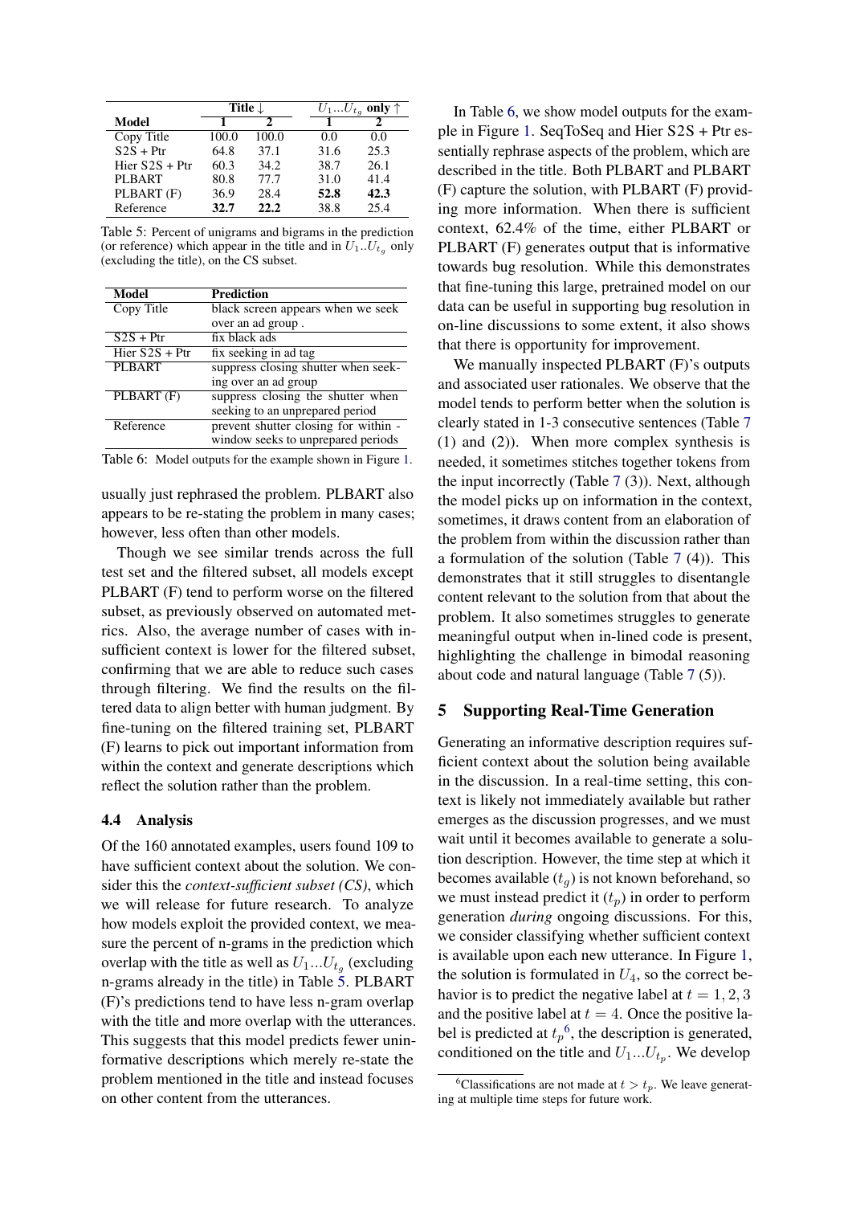| Model | Title ↓ | | $U_1...U_{t_g}$ only ↑ | |
|---|---|---|---|---|
| | 1 | 2 | 1 | 2 |
| Copy Title | 100.0 | 100.0 | 0.0 | 0.0 |
| S2S + Ptr | 64.8 | 37.1 | 31.6 | 25.3 |
| Hier S2S + Ptr | 60.3 | 34.2 | 38.7 | 26.1 |
| PLBART | 80.8 | 77.7 | 31.0 | 41.4 |
| PLBART (F) | 36.9 | 28.4 | **52.8** | **42.3** |
| Reference | **32.7** | **22.2** | 38.8 | 25.4 |

Table 5: Percent of unigrams and bigrams in the prediction (or reference) which appear in the title and in $U_1..U_{t_g}$ only (excluding the title), on the CS subset.

| Model | Prediction |
|---|---|
| Copy Title | black screen appears when we seek over an ad group . |
| S2S + Ptr | fix black ads |
| Hier S2S + Ptr | fix seeking in ad tag |
| PLBART | suppress closing shutter when seeking over an ad group |
| PLBART (F) | suppress closing the shutter when seeking to an unprepared period |
| Reference | prevent shutter closing for within - window seeks to unprepared periods |

Table 6: Model outputs for the example shown in Figure 1.

usually just rephrased the problem. PLBART also appears to be re-stating the problem in many cases; however, less often than other models.

Though we see similar trends across the full test set and the filtered subset, all models except PLBART (F) tend to perform worse on the filtered subset, as previously observed on automated metrics. Also, the average number of cases with insufficient context is lower for the filtered subset, confirming that we are able to reduce such cases through filtering. We find the results on the filtered data to align better with human judgment. By fine-tuning on the filtered training set, PLBART (F) learns to pick out important information from within the context and generate descriptions which reflect the solution rather than the problem.

### 4.4 Analysis

Of the 160 annotated examples, users found 109 to have sufficient context about the solution. We consider this the *context-sufficient subset (CS)*, which we will release for future research. To analyze how models exploit the provided context, we measure the percent of n-grams in the prediction which overlap with the title as well as $U_1...U_{t_g}$ (excluding n-grams already in the title) in Table 5. PLBART (F)'s predictions tend to have less n-gram overlap with the title and more overlap with the utterances. This suggests that this model predicts fewer uninformative descriptions which merely re-state the problem mentioned in the title and instead focuses on other content from the utterances.

In Table 6, we show model outputs for the example in Figure 1. SeqToSeq and Hier S2S + Ptr essentially rephrase aspects of the problem, which are described in the title. Both PLBART and PLBART (F) capture the solution, with PLBART (F) providing more information. When there is sufficient context, 62.4% of the time, either PLBART or PLBART (F) generates output that is informative towards bug resolution. While this demonstrates that fine-tuning this large, pretrained model on our data can be useful in supporting bug resolution in on-line discussions to some extent, it also shows that there is opportunity for improvement.

We manually inspected PLBART (F)'s outputs and associated user rationales. We observe that the model tends to perform better when the solution is clearly stated in 1-3 consecutive sentences (Table 7 (1) and (2)). When more complex synthesis is needed, it sometimes stitches together tokens from the input incorrectly (Table 7 (3)). Next, although the model picks up on information in the context, sometimes, it draws content from an elaboration of the problem from within the discussion rather than a formulation of the solution (Table 7 (4)). This demonstrates that it still struggles to disentangle content relevant to the solution from that about the problem. It also sometimes struggles to generate meaningful output when in-lined code is present, highlighting the challenge in bimodal reasoning about code and natural language (Table 7 (5)).

## 5 Supporting Real-Time Generation

Generating an informative description requires sufficient context about the solution being available in the discussion. In a real-time setting, this context is likely not immediately available but rather emerges as the discussion progresses, and we must wait until it becomes available to generate a solution description. However, the time step at which it becomes available ($t_g$) is not known beforehand, so we must instead predict it ($t_p$) in order to perform generation *during* ongoing discussions. For this, we consider classifying whether sufficient context is available upon each new utterance. In Figure 1, the solution is formulated in $U_4$, so the correct behavior is to predict the negative label at $t = 1, 2, 3$ and the positive label at $t = 4$. Once the positive label is predicted at $t_p$[6], the description is generated, conditioned on the title and $U_1...U_{t_p}$. We develop

[6] Classifications are not made at $t > t_p$. We leave generating at multiple time steps for future work.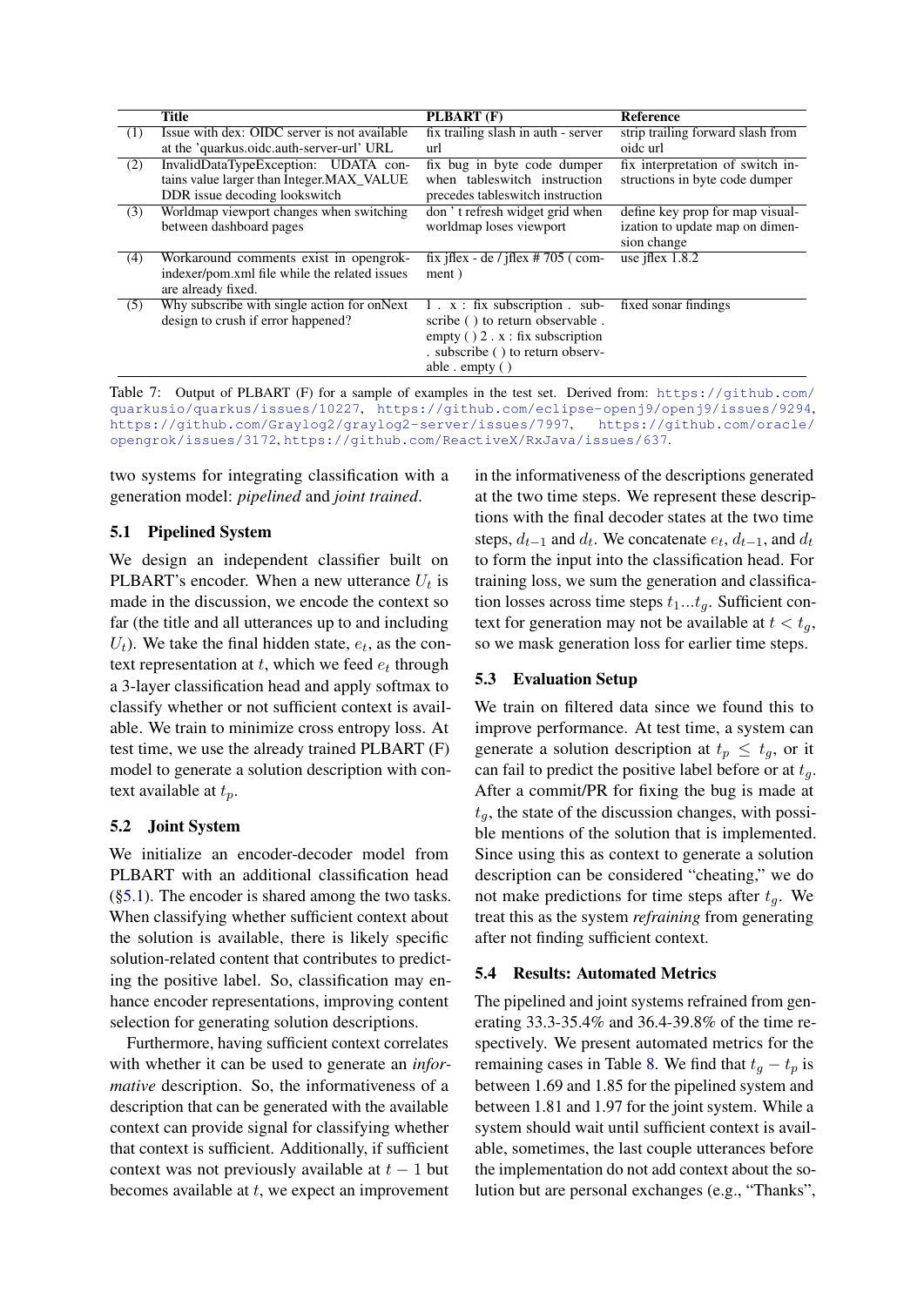| | Title | PLBART (F) | Reference |
|---|---|---|---|
| (1) | Issue with dex: OIDC server is not available at the 'quarkus.oidc.auth-server-url' URL | fix trailing slash in auth - server url | strip trailing forward slash from oidc url |
| (2) | InvalidDataTypeException: UDATA contains value larger than Integer.MAX_VALUE DDR issue decoding lookswitch | fix bug in byte code dumper when tableswitch instruction precedes tableswitch instruction | fix interpretation of switch instructions in byte code dumper |
| (3) | Worldmap viewport changes when switching between dashboard pages | don ' t refresh widget grid when worldmap loses viewport | define key prop for map visualization to update map on dimension change |
| (4) | Workaround comments exist in opengrok-indexer/pom.xml file while the related issues are already fixed. | fix jflex - de / jflex # 705 ( comment ) | use jflex 1.8.2 |
| (5) | Why subscribe with single action for onNext design to crush if error happened? | 1 . x : fix subscription . subscribe ( ) to return observable . empty ( ) 2 . x : fix subscription . subscribe ( ) to return observable . empty ( ) | fixed sonar findings |

Table 7: Output of PLBART (F) for a sample of examples in the test set. Derived from: https://github.com/quarkusio/quarkus/issues/10227, https://github.com/eclipse-openj9/openj9/issues/9294, https://github.com/Graylog2/graylog2-server/issues/7997, https://github.com/oracle/opengrok/issues/3172, https://github.com/ReactiveX/RxJava/issues/637.

two systems for integrating classification with a generation model: *pipelined* and *joint trained*.

## 5.1 Pipelined System

We design an independent classifier built on PLBART's encoder. When a new utterance $U_t$ is made in the discussion, we encode the context so far (the title and all utterances up to and including $U_t$). We take the final hidden state, $e_t$, as the context representation at $t$, which we feed $e_t$ through a 3-layer classification head and apply softmax to classify whether or not sufficient context is available. We train to minimize cross entropy loss. At test time, we use the already trained PLBART (F) model to generate a solution description with context available at $t_p$.

## 5.2 Joint System

We initialize an encoder-decoder model from PLBART with an additional classification head (§5.1). The encoder is shared among the two tasks. When classifying whether sufficient context about the solution is available, there is likely specific solution-related content that contributes to predicting the positive label. So, classification may enhance encoder representations, improving content selection for generating solution descriptions.

Furthermore, having sufficient context correlates with whether it can be used to generate an *informative* description. So, the informativeness of a description that can be generated with the available context can provide signal for classifying whether that context is sufficient. Additionally, if sufficient context was not previously available at $t-1$ but becomes available at $t$, we expect an improvement in the informativeness of the descriptions generated at the two time steps. We represent these descriptions with the final decoder states at the two time steps, $d_{t-1}$ and $d_t$. We concatenate $e_t$, $d_{t-1}$, and $d_t$ to form the input into the classification head. For training loss, we sum the generation and classification losses across time steps $t_1 ... t_g$. Sufficient context for generation may not be available at $t < t_g$, so we mask generation loss for earlier time steps.

## 5.3 Evaluation Setup

We train on filtered data since we found this to improve performance. At test time, a system can generate a solution description at $t_p \leq t_g$, or it can fail to predict the positive label before or at $t_g$. After a commit/PR for fixing the bug is made at $t_g$, the state of the discussion changes, with possible mentions of the solution that is implemented. Since using this as context to generate a solution description can be considered "cheating," we do not make predictions for time steps after $t_g$. We treat this as the system *refraining* from generating after not finding sufficient context.

## 5.4 Results: Automated Metrics

The pipelined and joint systems refrained from generating 33.3-35.4% and 36.4-39.8% of the time respectively. We present automated metrics for the remaining cases in Table 8. We find that $t_g - t_p$ is between 1.69 and 1.85 for the pipelined system and between 1.81 and 1.97 for the joint system. While a system should wait until sufficient context is available, sometimes, the last couple utterances before the implementation do not add context about the solution but are personal exchanges (e.g., "Thanks",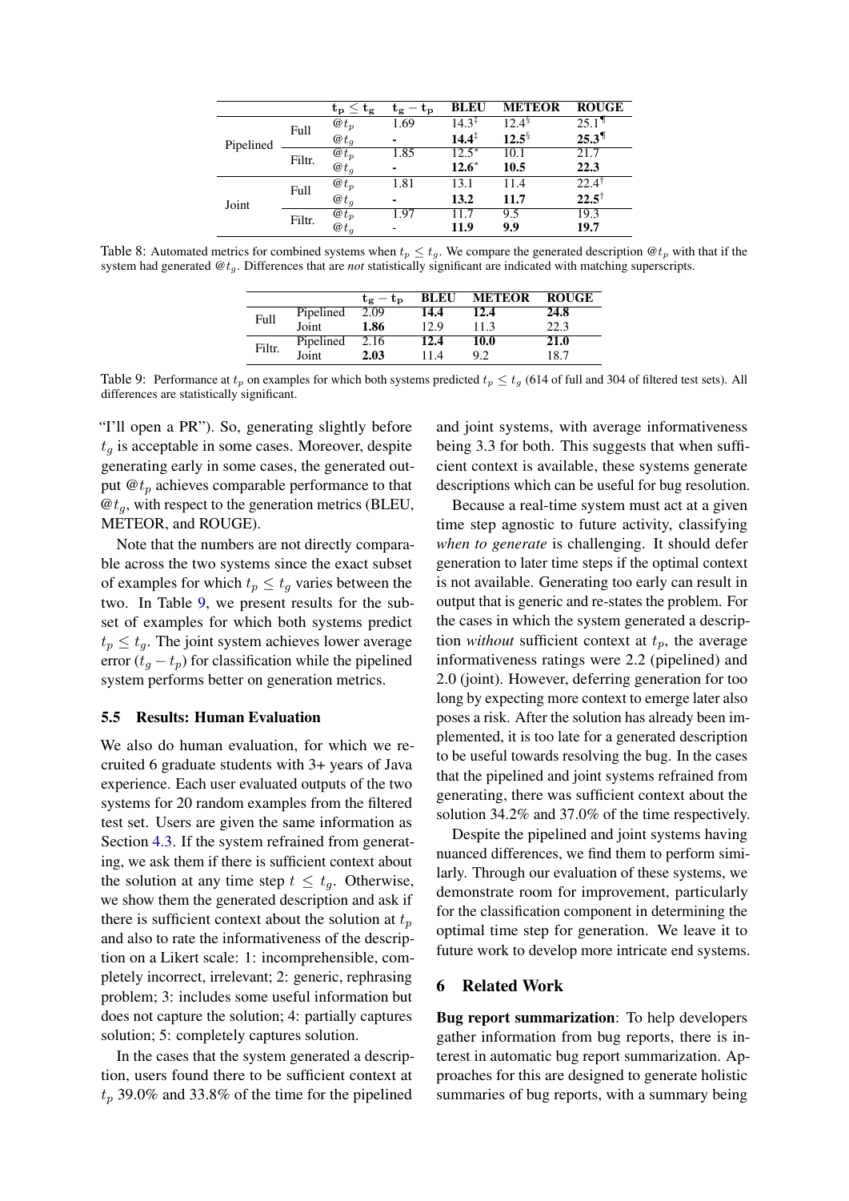|  |  | $\mathbf{t_p \leq t_g}$ | $\mathbf{t_g - t_p}$ | **BLEU** | **METEOR** | **ROUGE** |
|---|---|---|---|---|---|---|
| Pipelined | Full | $@t_p$ | 1.69 | $14.3^{\ddagger}$ | $12.4^{\S}$ | $25.1^{\P}$ |
|  |  | $@t_g$ | - | $\mathbf{14.4}^{\ddagger}$ | $\mathbf{12.5}^{\S}$ | $\mathbf{25.3}^{\P}$ |
|  | Filtr. | $@t_p$ | 1.85 | $12.5^{*}$ | 10.1 | 21.7 |
|  |  | $@t_g$ | - | $\mathbf{12.6}^{*}$ | **10.5** | **22.3** |
| Joint | Full | $@t_p$ | 1.81 | 13.1 | 11.4 | $22.4^{\dagger}$ |
|  |  | $@t_g$ | - | **13.2** | **11.7** | $\mathbf{22.5}^{\dagger}$ |
|  | Filtr. | $@t_p$ | 1.97 | 11.7 | 9.5 | 19.3 |
|  |  | $@t_g$ | - | **11.9** | **9.9** | **19.7** |

Table 8: Automated metrics for combined systems when $t_p \leq t_g$. We compare the generated description $@t_p$ with that if the system had generated $@t_g$. Differences that are *not* statistically significant are indicated with matching superscripts.

|  |  | $\mathbf{t_g - t_p}$ | **BLEU** | **METEOR** | **ROUGE** |
|---|---|---|---|---|---|
| Full | Pipelined | 2.09 | **14.4** | **12.4** | **24.8** |
|  | Joint | **1.86** | 12.9 | 11.3 | 22.3 |
| Filtr. | Pipelined | 2.16 | **12.4** | **10.0** | **21.0** |
|  | Joint | **2.03** | 11.4 | 9.2 | 18.7 |

Table 9: Performance at $t_p$ on examples for which both systems predicted $t_p \leq t_g$ (614 of full and 304 of filtered test sets). All differences are statistically significant.

"I'll open a PR"). So, generating slightly before $t_g$ is acceptable in some cases. Moreover, despite generating early in some cases, the generated output $@t_p$ achieves comparable performance to that $@t_g$, with respect to the generation metrics (BLEU, METEOR, and ROUGE).

Note that the numbers are not directly comparable across the two systems since the exact subset of examples for which $t_p \leq t_g$ varies between the two. In Table 9, we present results for the subset of examples for which both systems predict $t_p \leq t_g$. The joint system achieves lower average error ($t_g - t_p$) for classification while the pipelined system performs better on generation metrics.

### 5.5 Results: Human Evaluation

We also do human evaluation, for which we recruited 6 graduate students with 3+ years of Java experience. Each user evaluated outputs of the two systems for 20 random examples from the filtered test set. Users are given the same information as Section 4.3. If the system refrained from generating, we ask them if there is sufficient context about the solution at any time step $t \leq t_g$. Otherwise, we show them the generated description and ask if there is sufficient context about the solution at $t_p$ and also to rate the informativeness of the description on a Likert scale: 1: incomprehensible, completely incorrect, irrelevant; 2: generic, rephrasing problem; 3: includes some useful information but does not capture the solution; 4: partially captures solution; 5: completely captures solution.

In the cases that the system generated a description, users found there to be sufficient context at $t_p$ 39.0% and 33.8% of the time for the pipelined and joint systems, with average informativeness being 3.3 for both. This suggests that when sufficient context is available, these systems generate descriptions which can be useful for bug resolution.

Because a real-time system must act at a given time step agnostic to future activity, classifying *when to generate* is challenging. It should defer generation to later time steps if the optimal context is not available. Generating too early can result in output that is generic and re-states the problem. For the cases in which the system generated a description *without* sufficient context at $t_p$, the average informativeness ratings were 2.2 (pipelined) and 2.0 (joint). However, deferring generation for too long by expecting more context to emerge later also poses a risk. After the solution has already been implemented, it is too late for a generated description to be useful towards resolving the bug. In the cases that the pipelined and joint systems refrained from generating, there was sufficient context about the solution 34.2% and 37.0% of the time respectively.

Despite the pipelined and joint systems having nuanced differences, we find them to perform similarly. Through our evaluation of these systems, we demonstrate room for improvement, particularly for the classification component in determining the optimal time step for generation. We leave it to future work to develop more intricate end systems.

## 6 Related Work

**Bug report summarization**: To help developers gather information from bug reports, there is interest in automatic bug report summarization. Approaches for this are designed to generate holistic summaries of bug reports, with a summary being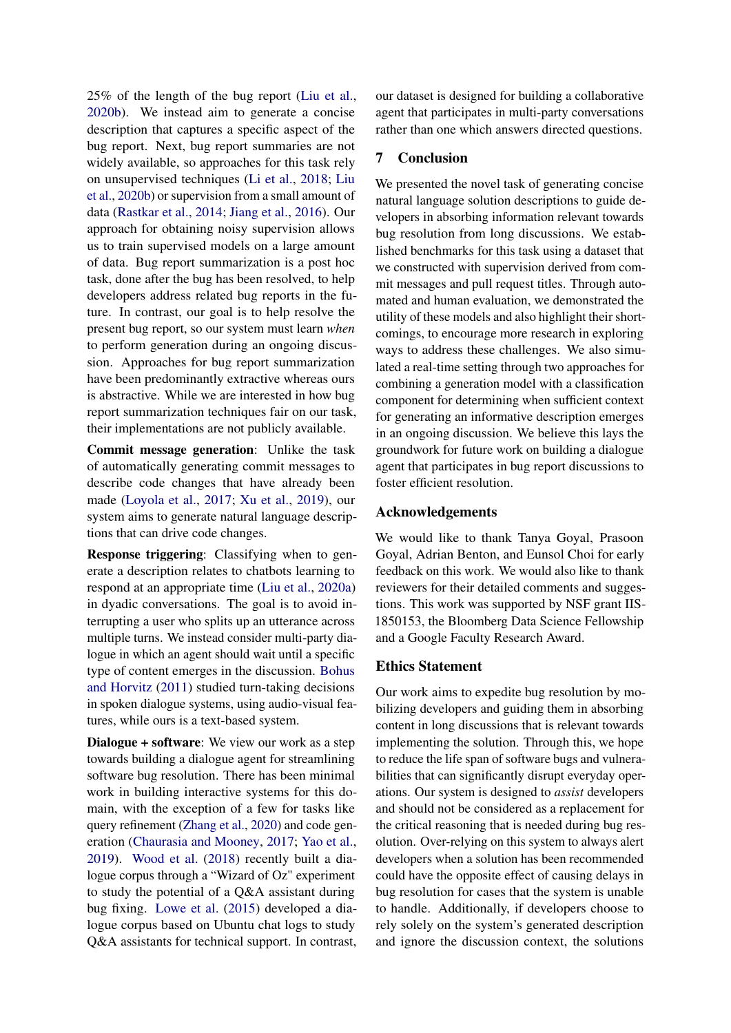25% of the length of the bug report (Liu et al., 2020b). We instead aim to generate a concise description that captures a specific aspect of the bug report. Next, bug report summaries are not widely available, so approaches for this task rely on unsupervised techniques (Li et al., 2018; Liu et al., 2020b) or supervision from a small amount of data (Rastkar et al., 2014; Jiang et al., 2016). Our approach for obtaining noisy supervision allows us to train supervised models on a large amount of data. Bug report summarization is a post hoc task, done after the bug has been resolved, to help developers address related bug reports in the future. In contrast, our goal is to help resolve the present bug report, so our system must learn *when* to perform generation during an ongoing discussion. Approaches for bug report summarization have been predominantly extractive whereas ours is abstractive. While we are interested in how bug report summarization techniques fair on our task, their implementations are not publicly available.

**Commit message generation**: Unlike the task of automatically generating commit messages to describe code changes that have already been made (Loyola et al., 2017; Xu et al., 2019), our system aims to generate natural language descriptions that can drive code changes.

**Response triggering**: Classifying when to generate a description relates to chatbots learning to respond at an appropriate time (Liu et al., 2020a) in dyadic conversations. The goal is to avoid interrupting a user who splits up an utterance across multiple turns. We instead consider multi-party dialogue in which an agent should wait until a specific type of content emerges in the discussion. Bohus and Horvitz (2011) studied turn-taking decisions in spoken dialogue systems, using audio-visual features, while ours is a text-based system.

**Dialogue + software**: We view our work as a step towards building a dialogue agent for streamlining software bug resolution. There has been minimal work in building interactive systems for this domain, with the exception of a few for tasks like query refinement (Zhang et al., 2020) and code generation (Chaurasia and Mooney, 2017; Yao et al., 2019). Wood et al. (2018) recently built a dialogue corpus through a "Wizard of Oz" experiment to study the potential of a Q&A assistant during bug fixing. Lowe et al. (2015) developed a dialogue corpus based on Ubuntu chat logs to study Q&A assistants for technical support. In contrast, our dataset is designed for building a collaborative agent that participates in multi-party conversations rather than one which answers directed questions.

## 7 Conclusion

We presented the novel task of generating concise natural language solution descriptions to guide developers in absorbing information relevant towards bug resolution from long discussions. We established benchmarks for this task using a dataset that we constructed with supervision derived from commit messages and pull request titles. Through automated and human evaluation, we demonstrated the utility of these models and also highlight their shortcomings, to encourage more research in exploring ways to address these challenges. We also simulated a real-time setting through two approaches for combining a generation model with a classification component for determining when sufficient context for generating an informative description emerges in an ongoing discussion. We believe this lays the groundwork for future work on building a dialogue agent that participates in bug report discussions to foster efficient resolution.

## Acknowledgements

We would like to thank Tanya Goyal, Prasoon Goyal, Adrian Benton, and Eunsol Choi for early feedback on this work. We would also like to thank reviewers for their detailed comments and suggestions. This work was supported by NSF grant IIS-1850153, the Bloomberg Data Science Fellowship and a Google Faculty Research Award.

## Ethics Statement

Our work aims to expedite bug resolution by mobilizing developers and guiding them in absorbing content in long discussions that is relevant towards implementing the solution. Through this, we hope to reduce the life span of software bugs and vulnerabilities that can significantly disrupt everyday operations. Our system is designed to *assist* developers and should not be considered as a replacement for the critical reasoning that is needed during bug resolution. Over-relying on this system to always alert developers when a solution has been recommended could have the opposite effect of causing delays in bug resolution for cases that the system is unable to handle. Additionally, if developers choose to rely solely on the system's generated description and ignore the discussion context, the solutions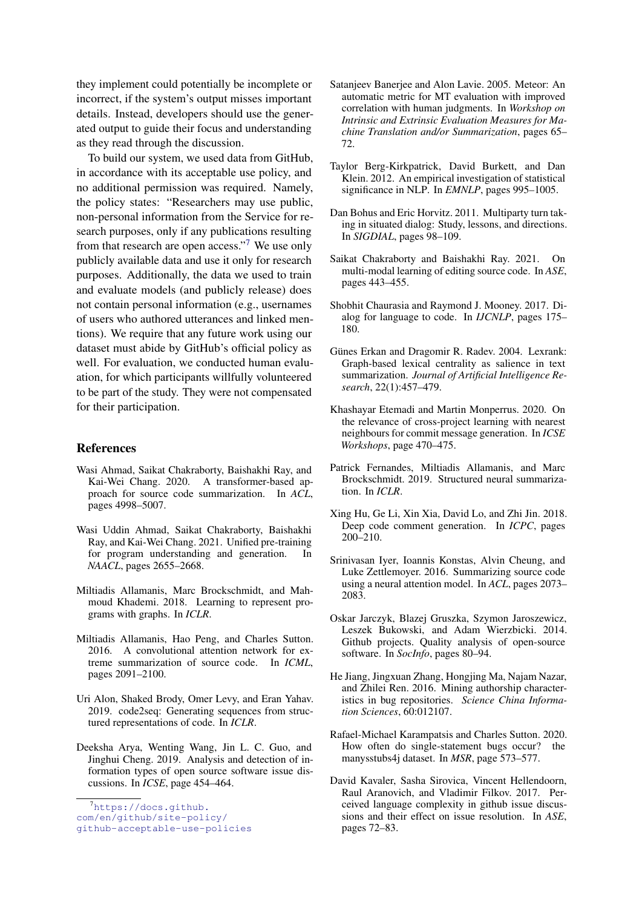they implement could potentially be incomplete or incorrect, if the system's output misses important details. Instead, developers should use the generated output to guide their focus and understanding as they read through the discussion.

To build our system, we used data from GitHub, in accordance with its acceptable use policy, and no additional permission was required. Namely, the policy states: "Researchers may use public, non-personal information from the Service for research purposes, only if any publications resulting from that research are open access."[7] We use only publicly available data and use it only for research purposes. Additionally, the data we used to train and evaluate models (and publicly release) does not contain personal information (e.g., usernames of users who authored utterances and linked mentions). We require that any future work using our dataset must abide by GitHub's official policy as well. For evaluation, we conducted human evaluation, for which participants willfully volunteered to be part of the study. They were not compensated for their participation.

[7] https://docs.github.com/en/github/site-policy/github-acceptable-use-policies

## References

Wasi Ahmad, Saikat Chakraborty, Baishakhi Ray, and Kai-Wei Chang. 2020. A transformer-based approach for source code summarization. In *ACL*, pages 4998–5007.

Wasi Uddin Ahmad, Saikat Chakraborty, Baishakhi Ray, and Kai-Wei Chang. 2021. Unified pre-training for program understanding and generation. In *NAACL*, pages 2655–2668.

Miltiadis Allamanis, Marc Brockschmidt, and Mahmoud Khademi. 2018. Learning to represent programs with graphs. In *ICLR*.

Miltiadis Allamanis, Hao Peng, and Charles Sutton. 2016. A convolutional attention network for extreme summarization of source code. In *ICML*, pages 2091–2100.

Uri Alon, Shaked Brody, Omer Levy, and Eran Yahav. 2019. code2seq: Generating sequences from structured representations of code. In *ICLR*.

Deeksha Arya, Wenting Wang, Jin L. C. Guo, and Jinghui Cheng. 2019. Analysis and detection of information types of open source software issue discussions. In *ICSE*, page 454–464.

Satanjeev Banerjee and Alon Lavie. 2005. Meteor: An automatic metric for MT evaluation with improved correlation with human judgments. In *Workshop on Intrinsic and Extrinsic Evaluation Measures for Machine Translation and/or Summarization*, pages 65–72.

Taylor Berg-Kirkpatrick, David Burkett, and Dan Klein. 2012. An empirical investigation of statistical significance in NLP. In *EMNLP*, pages 995–1005.

Dan Bohus and Eric Horvitz. 2011. Multiparty turn taking in situated dialog: Study, lessons, and directions. In *SIGDIAL*, pages 98–109.

Saikat Chakraborty and Baishakhi Ray. 2021. On multi-modal learning of editing source code. In *ASE*, pages 443–455.

Shobhit Chaurasia and Raymond J. Mooney. 2017. Dialog for language to code. In *IJCNLP*, pages 175–180.

Günes Erkan and Dragomir R. Radev. 2004. Lexrank: Graph-based lexical centrality as salience in text summarization. *Journal of Artificial Intelligence Research*, 22(1):457–479.

Khashayar Etemadi and Martin Monperrus. 2020. On the relevance of cross-project learning with nearest neighbours for commit message generation. In *ICSE Workshops*, page 470–475.

Patrick Fernandes, Miltiadis Allamanis, and Marc Brockschmidt. 2019. Structured neural summarization. In *ICLR*.

Xing Hu, Ge Li, Xin Xia, David Lo, and Zhi Jin. 2018. Deep code comment generation. In *ICPC*, pages 200–210.

Srinivasan Iyer, Ioannis Konstas, Alvin Cheung, and Luke Zettlemoyer. 2016. Summarizing source code using a neural attention model. In *ACL*, pages 2073–2083.

Oskar Jarczyk, Blazej Gruszka, Szymon Jaroszewicz, Leszek Bukowski, and Adam Wierzbicki. 2014. Github projects. Quality analysis of open-source software. In *SocInfo*, pages 80–94.

He Jiang, Jingxuan Zhang, Hongjing Ma, Najam Nazar, and Zhilei Ren. 2016. Mining authorship characteristics in bug repositories. *Science China Information Sciences*, 60:012107.

Rafael-Michael Karampatsis and Charles Sutton. 2020. How often do single-statement bugs occur? the manysstubs4j dataset. In *MSR*, page 573–577.

David Kavaler, Sasha Sirovica, Vincent Hellendoorn, Raul Aranovich, and Vladimir Filkov. 2017. Perceived language complexity in github issue discussions and their effect on issue resolution. In *ASE*, pages 72–83.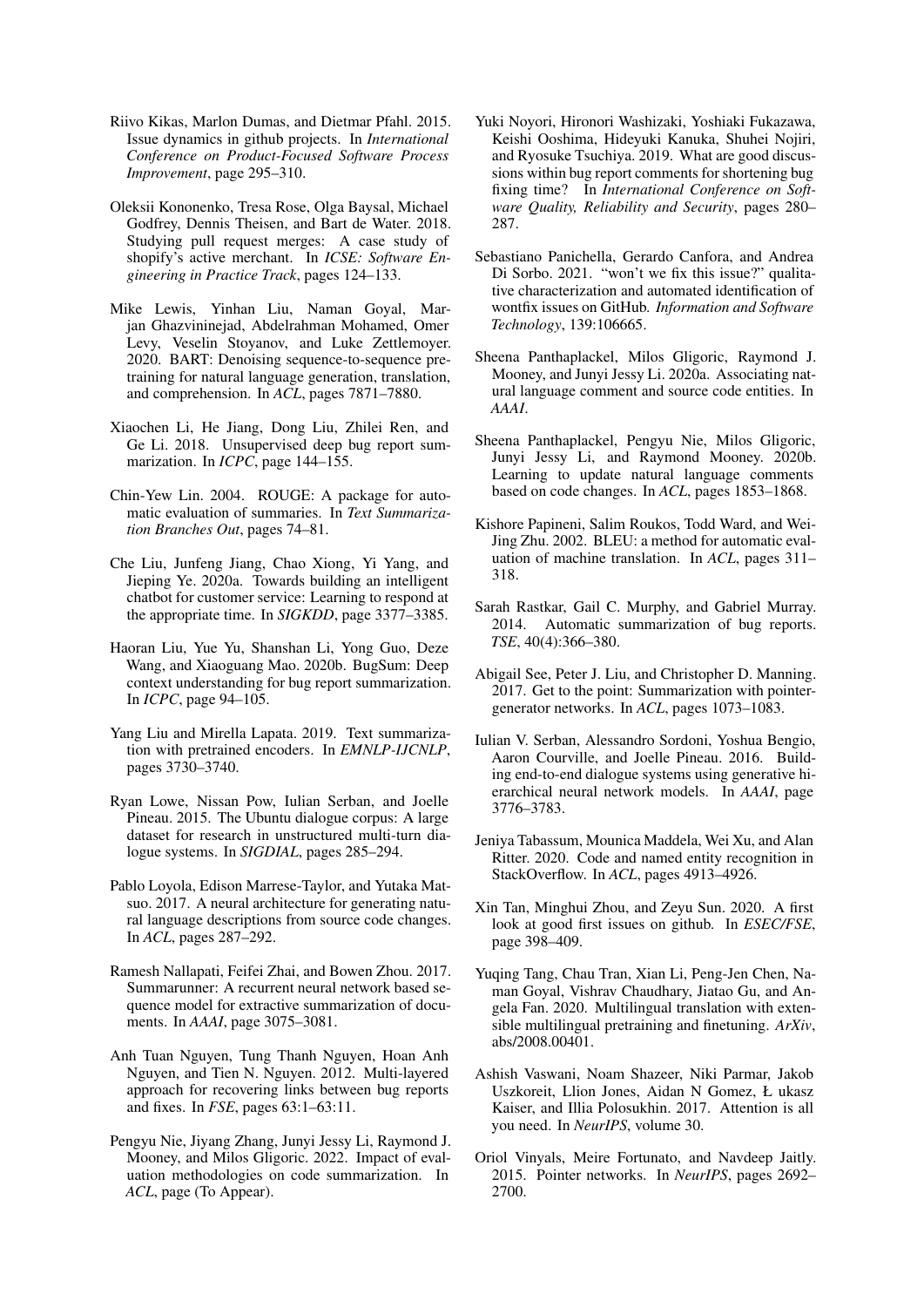Riivo Kikas, Marlon Dumas, and Dietmar Pfahl. 2015. Issue dynamics in github projects. In *International Conference on Product-Focused Software Process Improvement*, page 295–310.

Oleksii Kononenko, Tresa Rose, Olga Baysal, Michael Godfrey, Dennis Theisen, and Bart de Water. 2018. Studying pull request merges: A case study of shopify's active merchant. In *ICSE: Software Engineering in Practice Track*, pages 124–133.

Mike Lewis, Yinhan Liu, Naman Goyal, Marjan Ghazvininejad, Abdelrahman Mohamed, Omer Levy, Veselin Stoyanov, and Luke Zettlemoyer. 2020. BART: Denoising sequence-to-sequence pre-training for natural language generation, translation, and comprehension. In *ACL*, pages 7871–7880.

Xiaochen Li, He Jiang, Dong Liu, Zhilei Ren, and Ge Li. 2018. Unsupervised deep bug report summarization. In *ICPC*, page 144–155.

Chin-Yew Lin. 2004. ROUGE: A package for automatic evaluation of summaries. In *Text Summarization Branches Out*, pages 74–81.

Che Liu, Junfeng Jiang, Chao Xiong, Yi Yang, and Jieping Ye. 2020a. Towards building an intelligent chatbot for customer service: Learning to respond at the appropriate time. In *SIGKDD*, page 3377–3385.

Haoran Liu, Yue Yu, Shanshan Li, Yong Guo, Deze Wang, and Xiaoguang Mao. 2020b. BugSum: Deep context understanding for bug report summarization. In *ICPC*, page 94–105.

Yang Liu and Mirella Lapata. 2019. Text summarization with pretrained encoders. In *EMNLP-IJCNLP*, pages 3730–3740.

Ryan Lowe, Nissan Pow, Iulian Serban, and Joelle Pineau. 2015. The Ubuntu dialogue corpus: A large dataset for research in unstructured multi-turn dialogue systems. In *SIGDIAL*, pages 285–294.

Pablo Loyola, Edison Marrese-Taylor, and Yutaka Matsuo. 2017. A neural architecture for generating natural language descriptions from source code changes. In *ACL*, pages 287–292.

Ramesh Nallapati, Feifei Zhai, and Bowen Zhou. 2017. Summarunner: A recurrent neural network based sequence model for extractive summarization of documents. In *AAAI*, page 3075–3081.

Anh Tuan Nguyen, Tung Thanh Nguyen, Hoan Anh Nguyen, and Tien N. Nguyen. 2012. Multi-layered approach for recovering links between bug reports and fixes. In *FSE*, pages 63:1–63:11.

Pengyu Nie, Jiyang Zhang, Junyi Jessy Li, Raymond J. Mooney, and Milos Gligoric. 2022. Impact of evaluation methodologies on code summarization. In *ACL*, page (To Appear).

Yuki Noyori, Hironori Washizaki, Yoshiaki Fukazawa, Keishi Ooshima, Hideyuki Kanuka, Shuhei Nojiri, and Ryosuke Tsuchiya. 2019. What are good discussions within bug report comments for shortening bug fixing time? In *International Conference on Software Quality, Reliability and Security*, pages 280–287.

Sebastiano Panichella, Gerardo Canfora, and Andrea Di Sorbo. 2021. "won't we fix this issue?" qualitative characterization and automated identification of wontfix issues on GitHub. *Information and Software Technology*, 139:106665.

Sheena Panthaplackel, Milos Gligoric, Raymond J. Mooney, and Junyi Jessy Li. 2020a. Associating natural language comment and source code entities. In *AAAI*.

Sheena Panthaplackel, Pengyu Nie, Milos Gligoric, Junyi Jessy Li, and Raymond Mooney. 2020b. Learning to update natural language comments based on code changes. In *ACL*, pages 1853–1868.

Kishore Papineni, Salim Roukos, Todd Ward, and Wei-Jing Zhu. 2002. BLEU: a method for automatic evaluation of machine translation. In *ACL*, pages 311–318.

Sarah Rastkar, Gail C. Murphy, and Gabriel Murray. 2014. Automatic summarization of bug reports. *TSE*, 40(4):366–380.

Abigail See, Peter J. Liu, and Christopher D. Manning. 2017. Get to the point: Summarization with pointer-generator networks. In *ACL*, pages 1073–1083.

Iulian V. Serban, Alessandro Sordoni, Yoshua Bengio, Aaron Courville, and Joelle Pineau. 2016. Building end-to-end dialogue systems using generative hierarchical neural network models. In *AAAI*, page 3776–3783.

Jeniya Tabassum, Mounica Maddela, Wei Xu, and Alan Ritter. 2020. Code and named entity recognition in StackOverflow. In *ACL*, pages 4913–4926.

Xin Tan, Minghui Zhou, and Zeyu Sun. 2020. A first look at good first issues on github. In *ESEC/FSE*, page 398–409.

Yuqing Tang, Chau Tran, Xian Li, Peng-Jen Chen, Naman Goyal, Vishrav Chaudhary, Jiatao Gu, and Angela Fan. 2020. Multilingual translation with extensible multilingual pretraining and finetuning. *ArXiv*, abs/2008.00401.

Ashish Vaswani, Noam Shazeer, Niki Parmar, Jakob Uszkoreit, Llion Jones, Aidan N Gomez, Ł ukasz Kaiser, and Illia Polosukhin. 2017. Attention is all you need. In *NeurIPS*, volume 30.

Oriol Vinyals, Meire Fortunato, and Navdeep Jaitly. 2015. Pointer networks. In *NeurIPS*, pages 2692–2700.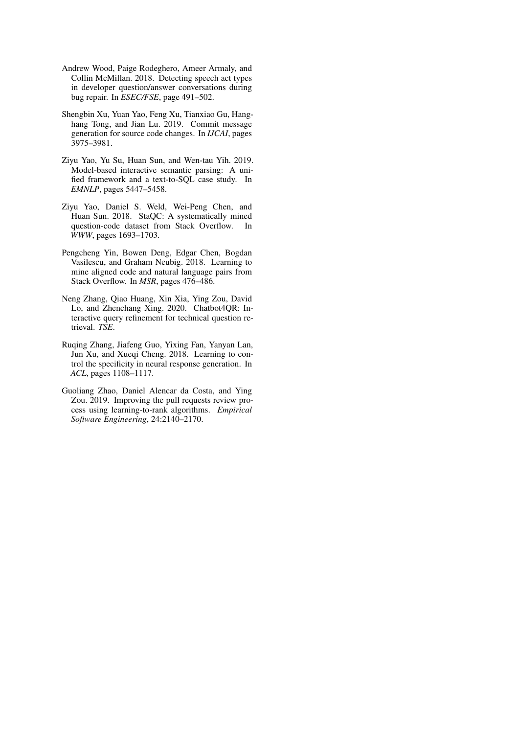Andrew Wood, Paige Rodeghero, Ameer Armaly, and Collin McMillan. 2018. Detecting speech act types in developer question/answer conversations during bug repair. In *ESEC/FSE*, page 491–502.

Shengbin Xu, Yuan Yao, Feng Xu, Tianxiao Gu, Hanghang Tong, and Jian Lu. 2019. Commit message generation for source code changes. In *IJCAI*, pages 3975–3981.

Ziyu Yao, Yu Su, Huan Sun, and Wen-tau Yih. 2019. Model-based interactive semantic parsing: A unified framework and a text-to-SQL case study. In *EMNLP*, pages 5447–5458.

Ziyu Yao, Daniel S. Weld, Wei-Peng Chen, and Huan Sun. 2018. StaQC: A systematically mined question-code dataset from Stack Overflow. In *WWW*, pages 1693–1703.

Pengcheng Yin, Bowen Deng, Edgar Chen, Bogdan Vasilescu, and Graham Neubig. 2018. Learning to mine aligned code and natural language pairs from Stack Overflow. In *MSR*, pages 476–486.

Neng Zhang, Qiao Huang, Xin Xia, Ying Zou, David Lo, and Zhenchang Xing. 2020. Chatbot4QR: Interactive query refinement for technical question retrieval. *TSE*.

Ruqing Zhang, Jiafeng Guo, Yixing Fan, Yanyan Lan, Jun Xu, and Xueqi Cheng. 2018. Learning to control the specificity in neural response generation. In *ACL*, pages 1108–1117.

Guoliang Zhao, Daniel Alencar da Costa, and Ying Zou. 2019. Improving the pull requests review process using learning-to-rank algorithms. *Empirical Software Engineering*, 24:2140–2170.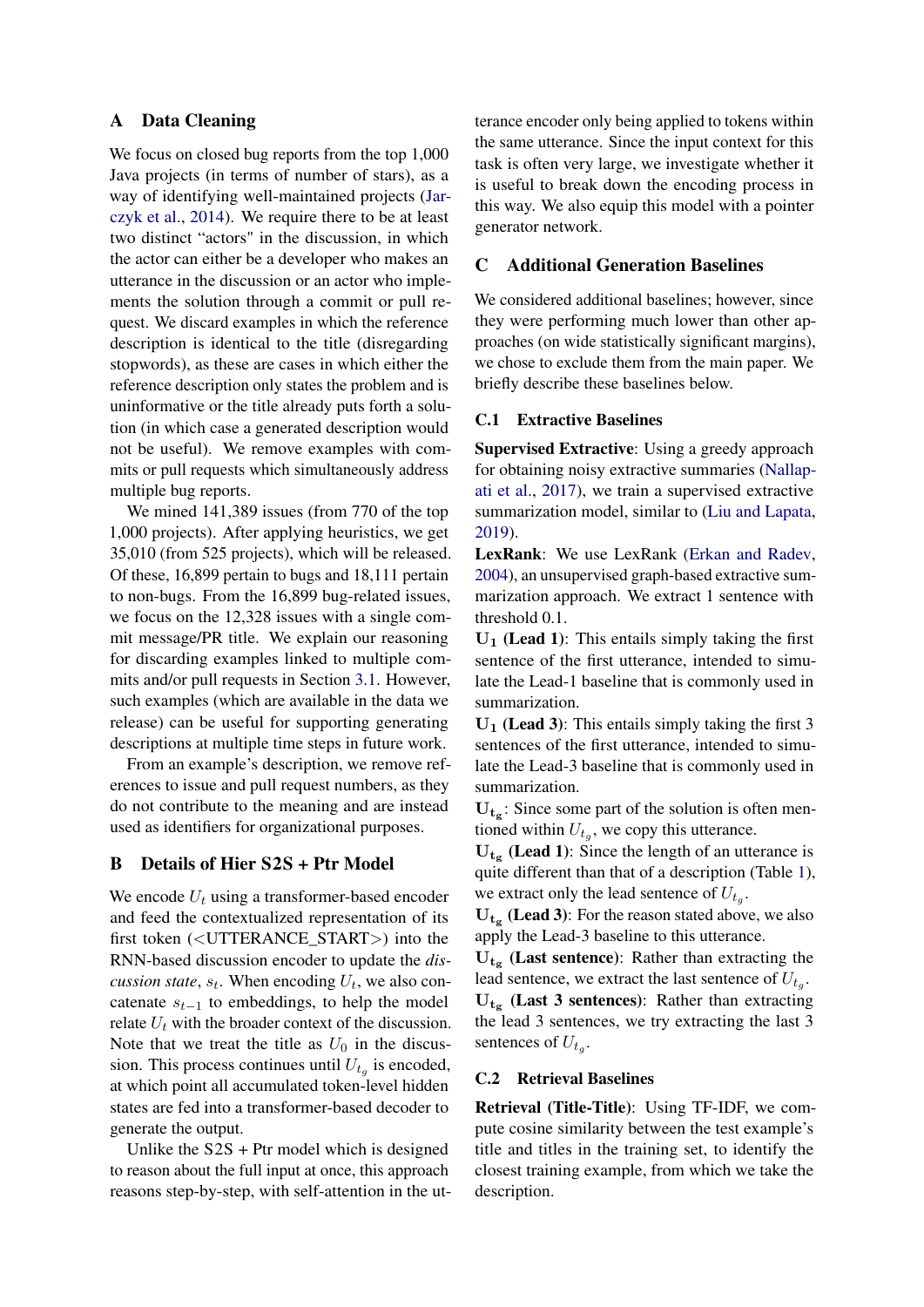# A Data Cleaning

We focus on closed bug reports from the top 1,000 Java projects (in terms of number of stars), as a way of identifying well-maintained projects (Jarczyk et al., 2014). We require there to be at least two distinct "actors" in the discussion, in which the actor can either be a developer who makes an utterance in the discussion or an actor who implements the solution through a commit or pull request. We discard examples in which the reference description is identical to the title (disregarding stopwords), as these are cases in which either the reference description only states the problem and is uninformative or the title already puts forth a solution (in which case a generated description would not be useful). We remove examples with commits or pull requests which simultaneously address multiple bug reports.

We mined 141,389 issues (from 770 of the top 1,000 projects). After applying heuristics, we get 35,010 (from 525 projects), which will be released. Of these, 16,899 pertain to bugs and 18,111 pertain to non-bugs. From the 16,899 bug-related issues, we focus on the 12,328 issues with a single commit message/PR title. We explain our reasoning for discarding examples linked to multiple commits and/or pull requests in Section 3.1. However, such examples (which are available in the data we release) can be useful for supporting generating descriptions at multiple time steps in future work.

From an example's description, we remove references to issue and pull request numbers, as they do not contribute to the meaning and are instead used as identifiers for organizational purposes.

# B Details of Hier S2S + Ptr Model

We encode $U_t$ using a transformer-based encoder and feed the contextualized representation of its first token (<UTTERANCE_START>) into the RNN-based discussion encoder to update the *discussion state*, $s_t$. When encoding $U_t$, we also concatenate $s_{t-1}$ to embeddings, to help the model relate $U_t$ with the broader context of the discussion. Note that we treat the title as $U_0$ in the discussion. This process continues until $U_{t_g}$ is encoded, at which point all accumulated token-level hidden states are fed into a transformer-based decoder to generate the output.

Unlike the S2S + Ptr model which is designed to reason about the full input at once, this approach reasons step-by-step, with self-attention in the utterance encoder only being applied to tokens within the same utterance. Since the input context for this task is often very large, we investigate whether it is useful to break down the encoding process in this way. We also equip this model with a pointer generator network.

# C Additional Generation Baselines

We considered additional baselines; however, since they were performing much lower than other approaches (on wide statistically significant margins), we chose to exclude them from the main paper. We briefly describe these baselines below.

## C.1 Extractive Baselines

**Supervised Extractive**: Using a greedy approach for obtaining noisy extractive summaries (Nallapati et al., 2017), we train a supervised extractive summarization model, similar to (Liu and Lapata, 2019).

**LexRank**: We use LexRank (Erkan and Radev, 2004), an unsupervised graph-based extractive summarization approach. We extract 1 sentence with threshold 0.1.

$\mathbf{U_1}$ **(Lead 1)**: This entails simply taking the first sentence of the first utterance, intended to simulate the Lead-1 baseline that is commonly used in summarization.

$\mathbf{U_1}$ **(Lead 3)**: This entails simply taking the first 3 sentences of the first utterance, intended to simulate the Lead-3 baseline that is commonly used in summarization.

$\mathbf{U_{t_g}}$: Since some part of the solution is often mentioned within $U_{t_g}$, we copy this utterance.

$\mathbf{U_{t_g}}$ **(Lead 1)**: Since the length of an utterance is quite different than that of a description (Table 1), we extract only the lead sentence of $U_{t_g}$.

$\mathbf{U_{t_g}}$ **(Lead 3)**: For the reason stated above, we also apply the Lead-3 baseline to this utterance.

$\mathbf{U_{t_g}}$ **(Last sentence)**: Rather than extracting the lead sentence, we extract the last sentence of $U_{t_g}$.

$\mathbf{U_{t_g}}$ **(Last 3 sentences)**: Rather than extracting the lead 3 sentences, we try extracting the last 3 sentences of $U_{t_g}$.

## C.2 Retrieval Baselines

**Retrieval (Title-Title)**: Using TF-IDF, we compute cosine similarity between the test example's title and titles in the training set, to identify the closest training example, from which we take the description.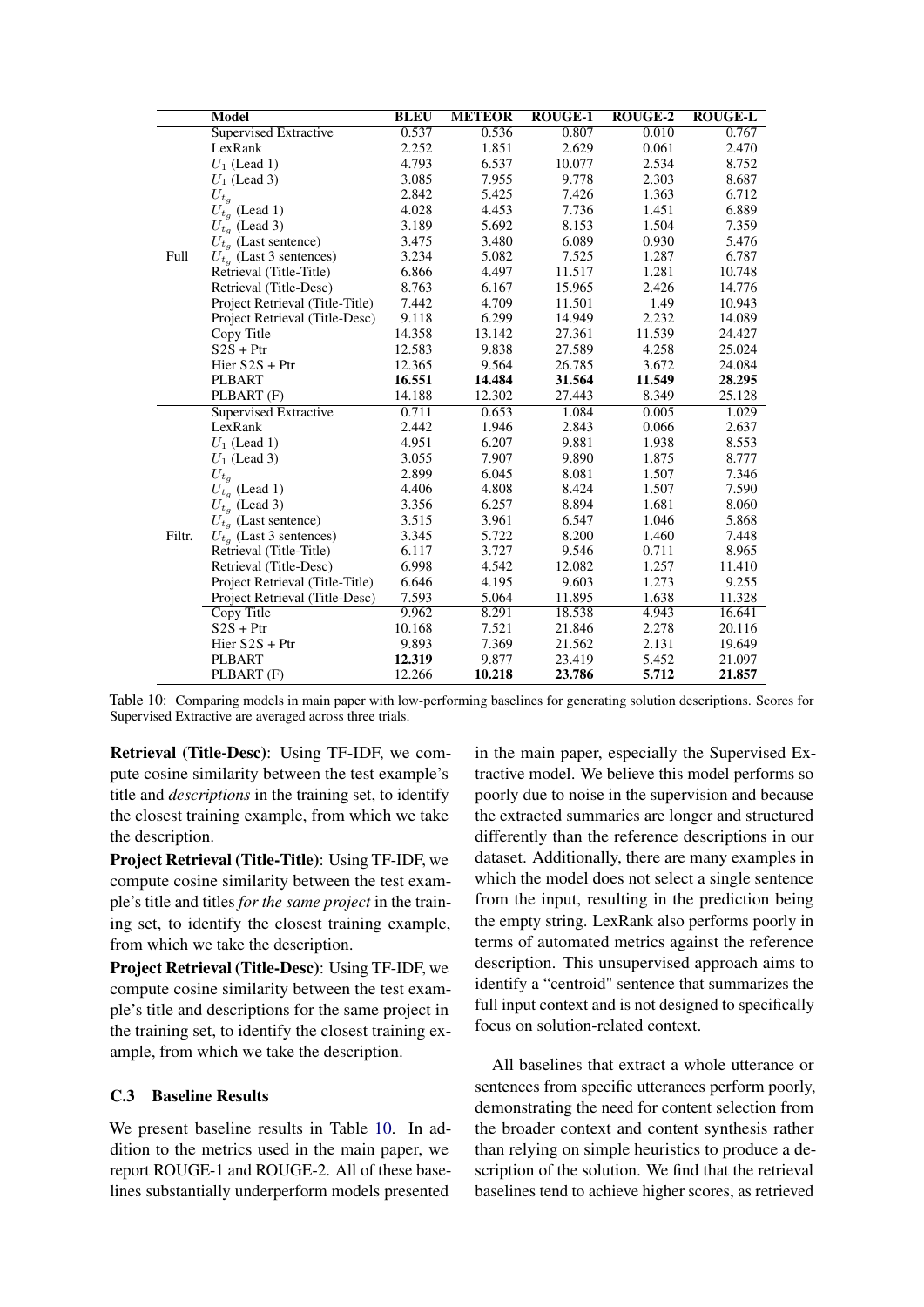|  | Model | BLEU | METEOR | ROUGE-1 | ROUGE-2 | ROUGE-L |
|---|---|---|---|---|---|---|
| Full | Supervised Extractive | 0.537 | 0.536 | 0.807 | 0.010 | 0.767 |
|  | LexRank | 2.252 | 1.851 | 2.629 | 0.061 | 2.470 |
|  | $U_1$ (Lead 1) | 4.793 | 6.537 | 10.077 | 2.534 | 8.752 |
|  | $U_1$ (Lead 3) | 3.085 | 7.955 | 9.778 | 2.303 | 8.687 |
|  | $U_{t_g}$ | 2.842 | 5.425 | 7.426 | 1.363 | 6.712 |
|  | $U_{t_g}$ (Lead 1) | 4.028 | 4.453 | 7.736 | 1.451 | 6.889 |
|  | $U_{t_g}$ (Lead 3) | 3.189 | 5.692 | 8.153 | 1.504 | 7.359 |
|  | $U_{t_g}$ (Last sentence) | 3.475 | 3.480 | 6.089 | 0.930 | 5.476 |
|  | $U_{t_g}$ (Last 3 sentences) | 3.234 | 5.082 | 7.525 | 1.287 | 6.787 |
|  | Retrieval (Title-Title) | 6.866 | 4.497 | 11.517 | 1.281 | 10.748 |
|  | Retrieval (Title-Desc) | 8.763 | 6.167 | 15.965 | 2.426 | 14.776 |
|  | Project Retrieval (Title-Title) | 7.442 | 4.709 | 11.501 | 1.49 | 10.943 |
|  | Project Retrieval (Title-Desc) | 9.118 | 6.299 | 14.949 | 2.232 | 14.089 |
|  | Copy Title | 14.358 | 13.142 | 27.361 | 11.539 | 24.427 |
|  | S2S + Ptr | 12.583 | 9.838 | 27.589 | 4.258 | 25.024 |
|  | Hier S2S + Ptr | 12.365 | 9.564 | 26.785 | 3.672 | 24.084 |
|  | PLBART | **16.551** | **14.484** | **31.564** | **11.549** | **28.295** |
|  | PLBART (F) | 14.188 | 12.302 | 27.443 | 8.349 | 25.128 |
| Filtr. | Supervised Extractive | 0.711 | 0.653 | 1.084 | 0.005 | 1.029 |
|  | LexRank | 2.442 | 1.946 | 2.843 | 0.066 | 2.637 |
|  | $U_1$ (Lead 1) | 4.951 | 6.207 | 9.881 | 1.938 | 8.553 |
|  | $U_1$ (Lead 3) | 3.055 | 7.907 | 9.890 | 1.875 | 8.777 |
|  | $U_{t_g}$ | 2.899 | 6.045 | 8.081 | 1.507 | 7.346 |
|  | $U_{t_g}$ (Lead 1) | 4.406 | 4.808 | 8.424 | 1.507 | 7.590 |
|  | $U_{t_g}$ (Lead 3) | 3.356 | 6.257 | 8.894 | 1.681 | 8.060 |
|  | $U_{t_g}$ (Last sentence) | 3.515 | 3.961 | 6.547 | 1.046 | 5.868 |
|  | $U_{t_g}$ (Last 3 sentences) | 3.345 | 5.722 | 8.200 | 1.460 | 7.448 |
|  | Retrieval (Title-Title) | 6.117 | 3.727 | 9.546 | 0.711 | 8.965 |
|  | Retrieval (Title-Desc) | 6.998 | 4.542 | 12.082 | 1.257 | 11.410 |
|  | Project Retrieval (Title-Title) | 6.646 | 4.195 | 9.603 | 1.273 | 9.255 |
|  | Project Retrieval (Title-Desc) | 7.593 | 5.064 | 11.895 | 1.638 | 11.328 |
|  | Copy Title | 9.962 | 8.291 | 18.538 | 4.943 | 16.641 |
|  | S2S + Ptr | 10.168 | 7.521 | 21.846 | 2.278 | 20.116 |
|  | Hier S2S + Ptr | 9.893 | 7.369 | 21.562 | 2.131 | 19.649 |
|  | PLBART | **12.319** | 9.877 | 23.419 | 5.452 | 21.097 |
|  | PLBART (F) | 12.266 | **10.218** | **23.786** | **5.712** | **21.857** |

Table 10: Comparing models in main paper with low-performing baselines for generating solution descriptions. Scores for Supervised Extractive are averaged across three trials.

**Retrieval (Title-Desc)**: Using TF-IDF, we compute cosine similarity between the test example's title and *descriptions* in the training set, to identify the closest training example, from which we take the description.

**Project Retrieval (Title-Title)**: Using TF-IDF, we compute cosine similarity between the test example's title and titles *for the same project* in the training set, to identify the closest training example, from which we take the description.

**Project Retrieval (Title-Desc)**: Using TF-IDF, we compute cosine similarity between the test example's title and descriptions for the same project in the training set, to identify the closest training example, from which we take the description.

### C.3 Baseline Results

We present baseline results in Table 10. In addition to the metrics used in the main paper, we report ROUGE-1 and ROUGE-2. All of these baselines substantially underperform models presented in the main paper, especially the Supervised Extractive model. We believe this model performs so poorly due to noise in the supervision and because the extracted summaries are longer and structured differently than the reference descriptions in our dataset. Additionally, there are many examples in which the model does not select a single sentence from the input, resulting in the prediction being the empty string. LexRank also performs poorly in terms of automated metrics against the reference description. This unsupervised approach aims to identify a "centroid" sentence that summarizes the full input context and is not designed to specifically focus on solution-related context.

All baselines that extract a whole utterance or sentences from specific utterances perform poorly, demonstrating the need for content selection from the broader context and content synthesis rather than relying on simple heuristics to produce a description of the solution. We find that the retrieval baselines tend to achieve higher scores, as retrieved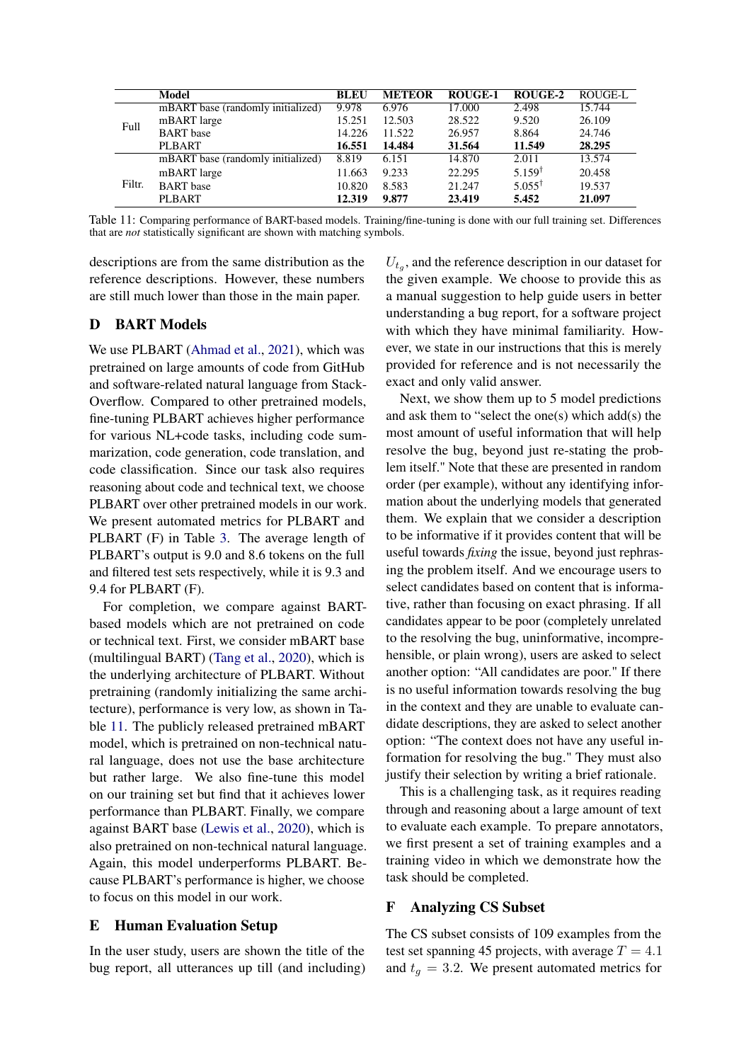|  | Model | BLEU | METEOR | ROUGE-1 | ROUGE-2 | ROUGE-L |
|---|---|---|---|---|---|---|
| Full | mBART base (randomly initialized) | 9.978 | 6.976 | 17.000 | 2.498 | 15.744 |
|  | mBART large | 15.251 | 12.503 | 28.522 | 9.520 | 26.109 |
|  | BART base | 14.226 | 11.522 | 26.957 | 8.864 | 24.746 |
|  | PLBART | **16.551** | **14.484** | **31.564** | **11.549** | **28.295** |
| Filtr. | mBART base (randomly initialized) | 8.819 | 6.151 | 14.870 | 2.011 | 13.574 |
|  | mBART large | 11.663 | 9.233 | 22.295 | $5.159^{\dagger}$ | 20.458 |
|  | BART base | 10.820 | 8.583 | 21.247 | $5.055^{\dagger}$ | 19.537 |
|  | PLBART | **12.319** | **9.877** | **23.419** | **5.452** | **21.097** |

Table 11: Comparing performance of BART-based models. Training/fine-tuning is done with our full training set. Differences that are *not* statistically significant are shown with matching symbols.

descriptions are from the same distribution as the reference descriptions. However, these numbers are still much lower than those in the main paper.

## D BART Models

We use PLBART (Ahmad et al., 2021), which was pretrained on large amounts of code from GitHub and software-related natural language from StackOverflow. Compared to other pretrained models, fine-tuning PLBART achieves higher performance for various NL+code tasks, including code summarization, code generation, code translation, and code classification. Since our task also requires reasoning about code and technical text, we choose PLBART over other pretrained models in our work. We present automated metrics for PLBART and PLBART (F) in Table 3. The average length of PLBART's output is 9.0 and 8.6 tokens on the full and filtered test sets respectively, while it is 9.3 and 9.4 for PLBART (F).

For completion, we compare against BART-based models which are not pretrained on code or technical text. First, we consider mBART base (multilingual BART) (Tang et al., 2020), which is the underlying architecture of PLBART. Without pretraining (randomly initializing the same architecture), performance is very low, as shown in Table 11. The publicly released pretrained mBART model, which is pretrained on non-technical natural language, does not use the base architecture but rather large. We also fine-tune this model on our training set but find that it achieves lower performance than PLBART. Finally, we compare against BART base (Lewis et al., 2020), which is also pretrained on non-technical natural language. Again, this model underperforms PLBART. Because PLBART's performance is higher, we choose to focus on this model in our work.

## E Human Evaluation Setup

In the user study, users are shown the title of the bug report, all utterances up till (and including) $U_{t_g}$, and the reference description in our dataset for the given example. We choose to provide this as a manual suggestion to help guide users in better understanding a bug report, for a software project with which they have minimal familiarity. However, we state in our instructions that this is merely provided for reference and is not necessarily the exact and only valid answer.

Next, we show them up to 5 model predictions and ask them to "select the one(s) which add(s) the most amount of useful information that will help resolve the bug, beyond just re-stating the problem itself." Note that these are presented in random order (per example), without any identifying information about the underlying models that generated them. We explain that we consider a description to be informative if it provides content that will be useful towards *fixing* the issue, beyond just rephrasing the problem itself. And we encourage users to select candidates based on content that is informative, rather than focusing on exact phrasing. If all candidates appear to be poor (completely unrelated to the resolving the bug, uninformative, incomprehensible, or plain wrong), users are asked to select another option: "All candidates are poor." If there is no useful information towards resolving the bug in the context and they are unable to evaluate candidate descriptions, they are asked to select another option: "The context does not have any useful information for resolving the bug." They must also justify their selection by writing a brief rationale.

This is a challenging task, as it requires reading through and reasoning about a large amount of text to evaluate each example. To prepare annotators, we first present a set of training examples and a training video in which we demonstrate how the task should be completed.

## F Analyzing CS Subset

The CS subset consists of 109 examples from the test set spanning 45 projects, with average $T = 4.1$ and $t_g = 3.2$. We present automated metrics for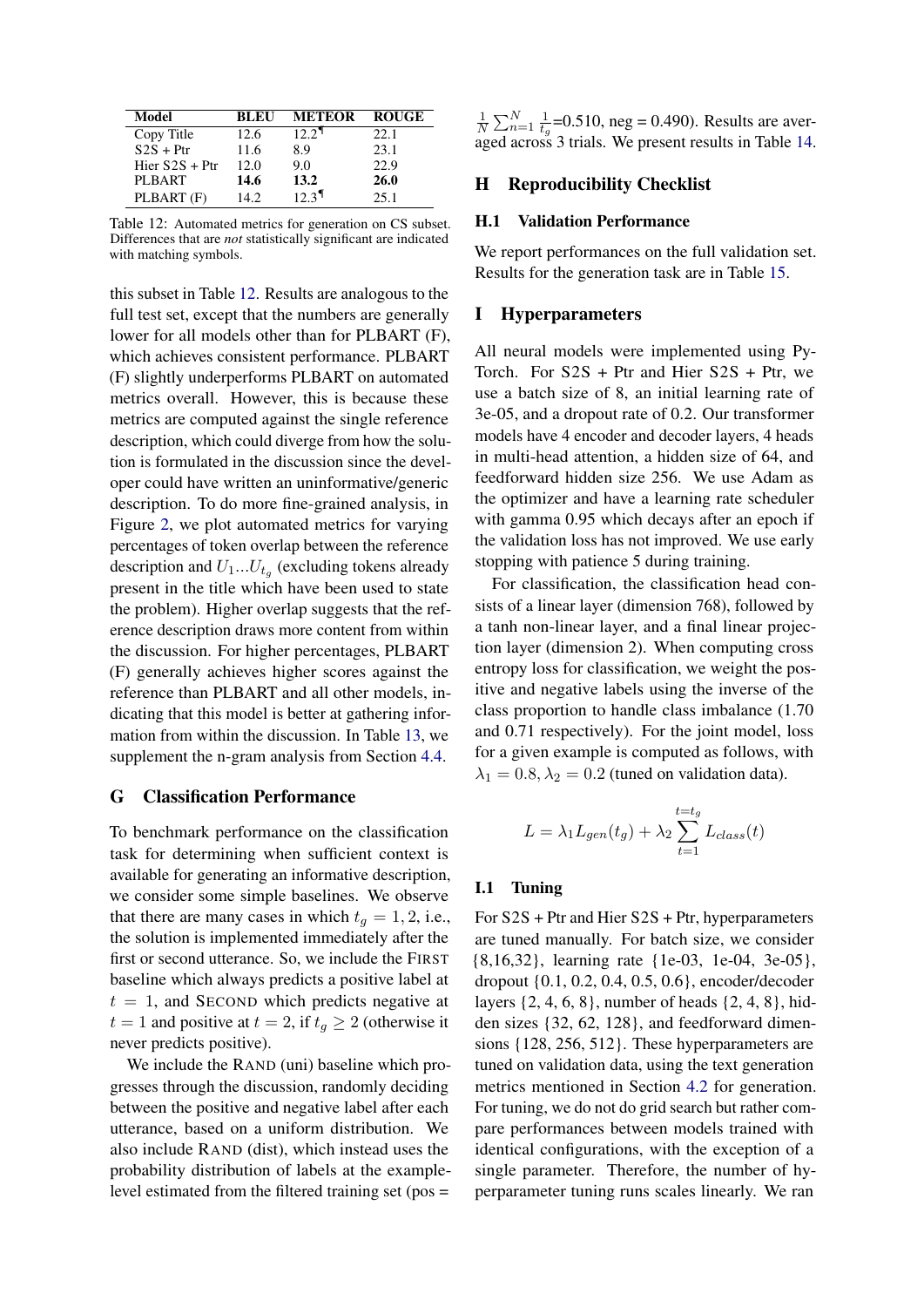| Model | BLEU | METEOR | ROUGE |
|---|---|---|---|
| Copy Title | 12.6 | 12.2¶ | 22.1 |
| S2S + Ptr | 11.6 | 8.9 | 23.1 |
| Hier S2S + Ptr | 12.0 | 9.0 | 22.9 |
| PLBART | **14.6** | **13.2** | **26.0** |
| PLBART (F) | 14.2 | 12.3¶ | 25.1 |

Table 12: Automated metrics for generation on CS subset. Differences that are *not* statistically significant are indicated with matching symbols.

this subset in Table 12. Results are analogous to the full test set, except that the numbers are generally lower for all models other than for PLBART (F), which achieves consistent performance. PLBART (F) slightly underperforms PLBART on automated metrics overall. However, this is because these metrics are computed against the single reference description, which could diverge from how the solution is formulated in the discussion since the developer could have written an uninformative/generic description. To do more fine-grained analysis, in Figure 2, we plot automated metrics for varying percentages of token overlap between the reference description and $U_1...U_{t_g}$ (excluding tokens already present in the title which have been used to state the problem). Higher overlap suggests that the reference description draws more content from within the discussion. For higher percentages, PLBART (F) generally achieves higher scores against the reference than PLBART and all other models, indicating that this model is better at gathering information from within the discussion. In Table 13, we supplement the n-gram analysis from Section 4.4.

## G Classification Performance

To benchmark performance on the classification task for determining when sufficient context is available for generating an informative description, we consider some simple baselines. We observe that there are many cases in which $t_g = 1, 2$, i.e., the solution is implemented immediately after the first or second utterance. So, we include the FIRST baseline which always predicts a positive label at $t = 1$, and SECOND which predicts negative at $t = 1$ and positive at $t = 2$, if $t_g \geq 2$ (otherwise it never predicts positive).

We include the RAND (uni) baseline which progresses through the discussion, randomly deciding between the positive and negative label after each utterance, based on a uniform distribution. We also include RAND (dist), which instead uses the probability distribution of labels at the example-level estimated from the filtered training set (pos = $\frac{1}{N}\sum_{n=1}^{N}\frac{1}{t_g}$=0.510, neg = 0.490). Results are averaged across 3 trials. We present results in Table 14.

## H Reproducibility Checklist

### H.1 Validation Performance

We report performances on the full validation set. Results for the generation task are in Table 15.

## I Hyperparameters

All neural models were implemented using PyTorch. For S2S + Ptr and Hier S2S + Ptr, we use a batch size of 8, an initial learning rate of 3e-05, and a dropout rate of 0.2. Our transformer models have 4 encoder and decoder layers, 4 heads in multi-head attention, a hidden size of 64, and feedforward hidden size 256. We use Adam as the optimizer and have a learning rate scheduler with gamma 0.95 which decays after an epoch if the validation loss has not improved. We use early stopping with patience 5 during training.

For classification, the classification head consists of a linear layer (dimension 768), followed by a tanh non-linear layer, and a final linear projection layer (dimension 2). When computing cross entropy loss for classification, we weight the positive and negative labels using the inverse of the class proportion to handle class imbalance (1.70 and 0.71 respectively). For the joint model, loss for a given example is computed as follows, with $\lambda_1 = 0.8, \lambda_2 = 0.2$ (tuned on validation data).

$$L = \lambda_1 L_{gen}(t_g) + \lambda_2 \sum_{t=1}^{t=t_g} L_{class}(t)$$

### I.1 Tuning

For S2S + Ptr and Hier S2S + Ptr, hyperparameters are tuned manually. For batch size, we consider {8,16,32}, learning rate {1e-03, 1e-04, 3e-05}, dropout {0.1, 0.2, 0.4, 0.5, 0.6}, encoder/decoder layers {2, 4, 6, 8}, number of heads {2, 4, 8}, hidden sizes {32, 62, 128}, and feedforward dimensions {128, 256, 512}. These hyperparameters are tuned on validation data, using the text generation metrics mentioned in Section 4.2 for generation. For tuning, we do not do grid search but rather compare performances between models trained with identical configurations, with the exception of a single parameter. Therefore, the number of hyperparameter tuning runs scales linearly. We ran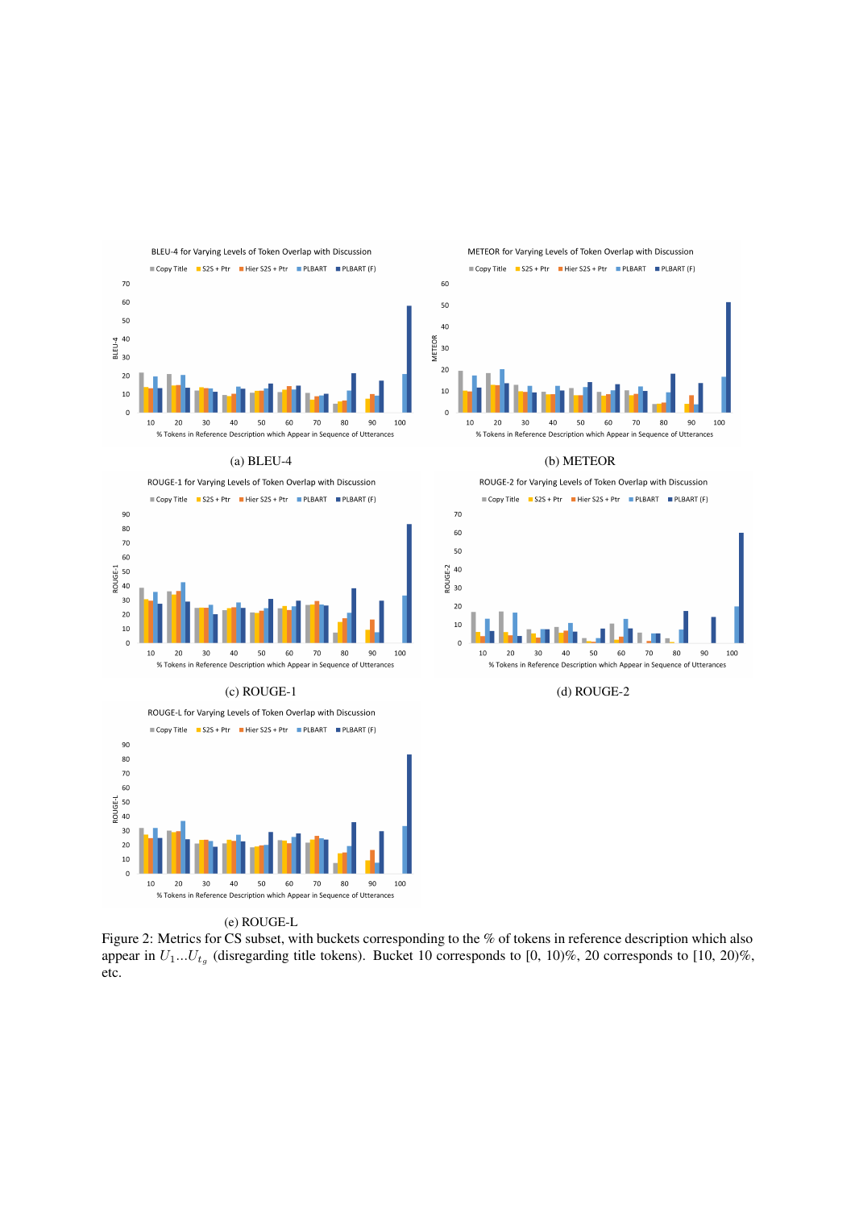(a) BLEU-4

(b) METEOR

(c) ROUGE-1

(d) ROUGE-2

(e) ROUGE-L

Figure 2: Metrics for CS subset, with buckets corresponding to the % of tokens in reference description which also appear in $U_1 \ldots U_{t_g}$ (disregarding title tokens). Bucket 10 corresponds to [0, 10)%, 20 corresponds to [10, 20)%, etc.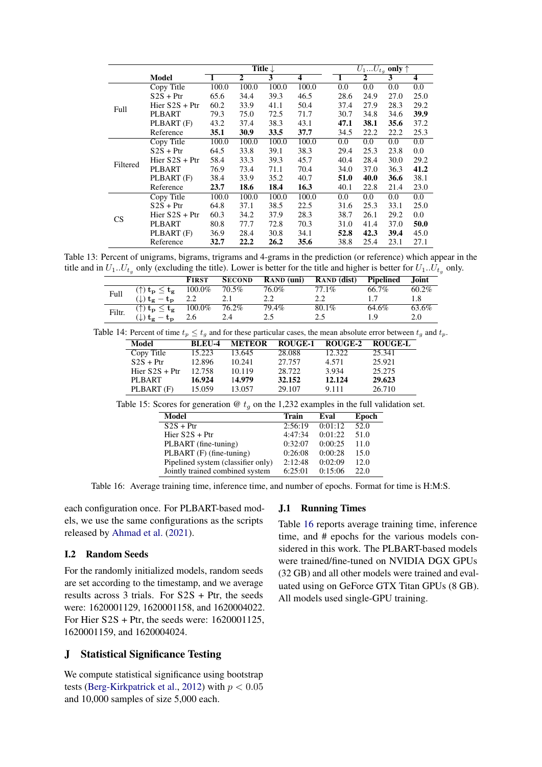| | Model | Title ↓ | | | | $U_1...U_{t_g}$ only ↑ | | | |
|---|---|---|---|---|---|---|---|---|---|
| | | 1 | 2 | 3 | 4 | 1 | 2 | 3 | 4 |
| Full | Copy Title | 100.0 | 100.0 | 100.0 | 100.0 | 0.0 | 0.0 | 0.0 | 0.0 |
| | S2S + Ptr | 65.6 | 34.4 | 39.3 | 46.5 | 28.6 | 24.9 | 27.0 | 25.0 |
| | Hier S2S + Ptr | 60.2 | 33.9 | 41.1 | 50.4 | 37.4 | 27.9 | 28.3 | 29.2 |
| | PLBART | 79.3 | 75.0 | 72.5 | 71.7 | 30.7 | 34.8 | 34.6 | **39.9** |
| | PLBART (F) | 43.2 | 37.4 | 38.3 | 43.1 | **47.1** | **38.1** | **35.6** | 37.2 |
| | Reference | **35.1** | **30.9** | **33.5** | **37.7** | 34.5 | 22.2 | 22.2 | 25.3 |
| Filtered | Copy Title | 100.0 | 100.0 | 100.0 | 100.0 | 0.0 | 0.0 | 0.0 | 0.0 |
| | S2S + Ptr | 64.5 | 33.8 | 39.1 | 38.3 | 29.4 | 25.3 | 23.8 | 0.0 |
| | Hier S2S + Ptr | 58.4 | 33.3 | 39.3 | 45.7 | 40.4 | 28.4 | 30.0 | 29.2 |
| | PLBART | 76.9 | 73.4 | 71.1 | 70.4 | 34.0 | 37.0 | 36.3 | **41.2** |
| | PLBART (F) | 38.4 | 33.9 | 35.2 | 40.7 | **51.0** | **40.0** | **36.6** | 38.1 |
| | Reference | **23.7** | **18.6** | **18.4** | **16.3** | 40.1 | 22.8 | 21.4 | 23.0 |
| CS | Copy Title | 100.0 | 100.0 | 100.0 | 100.0 | 0.0 | 0.0 | 0.0 | 0.0 |
| | S2S + Ptr | 64.8 | 37.1 | 38.5 | 22.5 | 31.6 | 25.3 | 33.1 | 25.0 |
| | Hier S2S + Ptr | 60.3 | 34.2 | 37.9 | 28.3 | 38.7 | 26.1 | 29.2 | 0.0 |
| | PLBART | 80.8 | 77.7 | 72.8 | 70.3 | 31.0 | 41.4 | 37.0 | **50.0** |
| | PLBART (F) | 36.9 | 28.4 | 30.8 | 34.1 | **52.8** | **42.3** | **39.4** | 45.0 |
| | Reference | **32.7** | **22.2** | **26.2** | **35.6** | 38.8 | 25.4 | 23.1 | 27.1 |

Table 13: Percent of unigrams, bigrams, trigrams and 4-grams in the prediction (or reference) which appear in the title and in $U_1..U_{t_g}$ only (excluding the title). Lower is better for the title and higher is better for $U_1..U_{t_g}$ only.

| | | First | Second | Rand (uni) | Rand (dist) | Pipelined | Joint |
|---|---|---|---|---|---|---|---|
| Full | (↑) $\mathbf{t_p \leq t_g}$ | 100.0% | 70.5% | 76.0% | 77.1% | 66.7% | 60.2% |
| | (↓) $\mathbf{t_g - t_p}$ | 2.2 | 2.1 | 2.2 | 2.2 | 1.7 | 1.8 |
| Filtr. | (↑) $\mathbf{t_p \leq t_g}$ | 100.0% | 76.2% | 79.4% | 80.1% | 64.6% | 63.6% |
| | (↓) $\mathbf{t_g - t_p}$ | 2.6 | 2.4 | 2.5 | 2.5 | 1.9 | 2.0 |

Table 14: Percent of time $t_p \leq t_g$ and for these particular cases, the mean absolute error between $t_g$ and $t_p$.

| Model | BLEU-4 | METEOR | ROUGE-1 | ROUGE-2 | ROUGE-L |
|---|---|---|---|---|---|
| Copy Title | 15.223 | 13.645 | 28.088 | 12.322 | 25.341 |
| S2S + Ptr | 12.896 | 10.241 | 27.757 | 4.571 | 25.921 |
| Hier S2S + Ptr | 12.758 | 10.119 | 28.722 | 3.934 | 25.275 |
| PLBART | **16.924** | 1**4.979** | **32.152** | **12.124** | **29.623** |
| PLBART (F) | 15.059 | 13.057 | 29.107 | 9.111 | 26.710 |

Table 15: Scores for generation @ $t_g$ on the 1,232 examples in the full validation set.

| Model | Train | Eval | Epoch |
|---|---|---|---|
| S2S + Ptr | 2:56:19 | 0:01:12 | 52.0 |
| Hier S2S + Ptr | 4:47:34 | 0:01:22 | 51.0 |
| PLBART (fine-tuning) | 0:32:07 | 0:00:25 | 11.0 |
| PLBART (F) (fine-tuning) | 0:26:08 | 0:00:28 | 15.0 |
| Pipelined system (classifier only) | 2:12:48 | 0:02:09 | 12.0 |
| Jointly trained combined system | 6:25:01 | 0:15:06 | 22.0 |

Table 16: Average training time, inference time, and number of epochs. Format for time is H:M:S.

each configuration once. For PLBART-based models, we use the same configurations as the scripts released by Ahmad et al. (2021).

### I.2 Random Seeds

For the randomly initialized models, random seeds are set according to the timestamp, and we average results across 3 trials. For S2S + Ptr, the seeds were: 1620001129, 1620001158, and 1620004022. For Hier S2S + Ptr, the seeds were: 1620001125, 1620001159, and 1620004024.

## J Statistical Significance Testing

We compute statistical significance using bootstrap tests (Berg-Kirkpatrick et al., 2012) with $p < 0.05$ and 10,000 samples of size 5,000 each.

### J.1 Running Times

Table 16 reports average training time, inference time, and # epochs for the various models considered in this work. The PLBART-based models were trained/fine-tuned on NVIDIA DGX GPUs (32 GB) and all other models were trained and evaluated using on GeForce GTX Titan GPUs (8 GB). All models used single-GPU training.